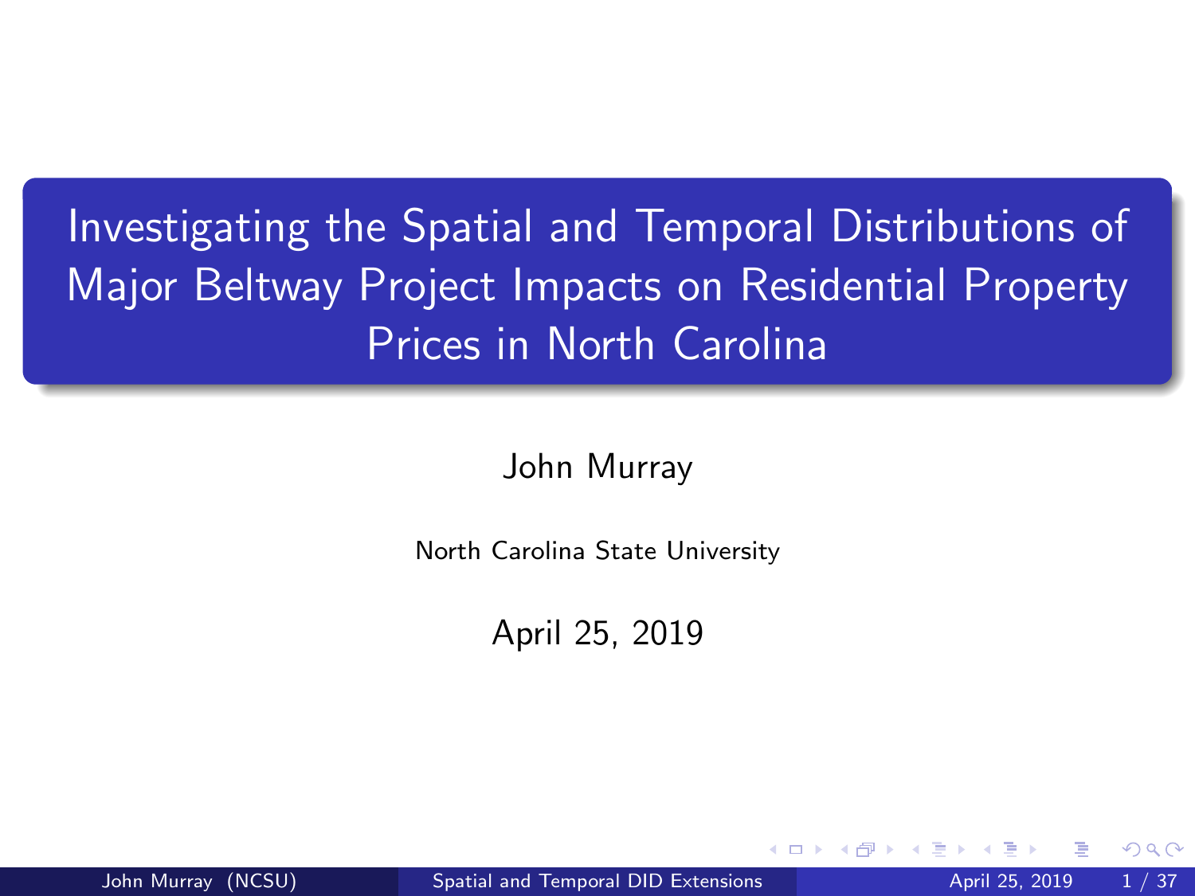# Investigating the Spatial and Temporal Distributions of Major Beltway Project Impacts on Residential Property Prices in North Carolina

John Murray

North Carolina State University

April 25, 2019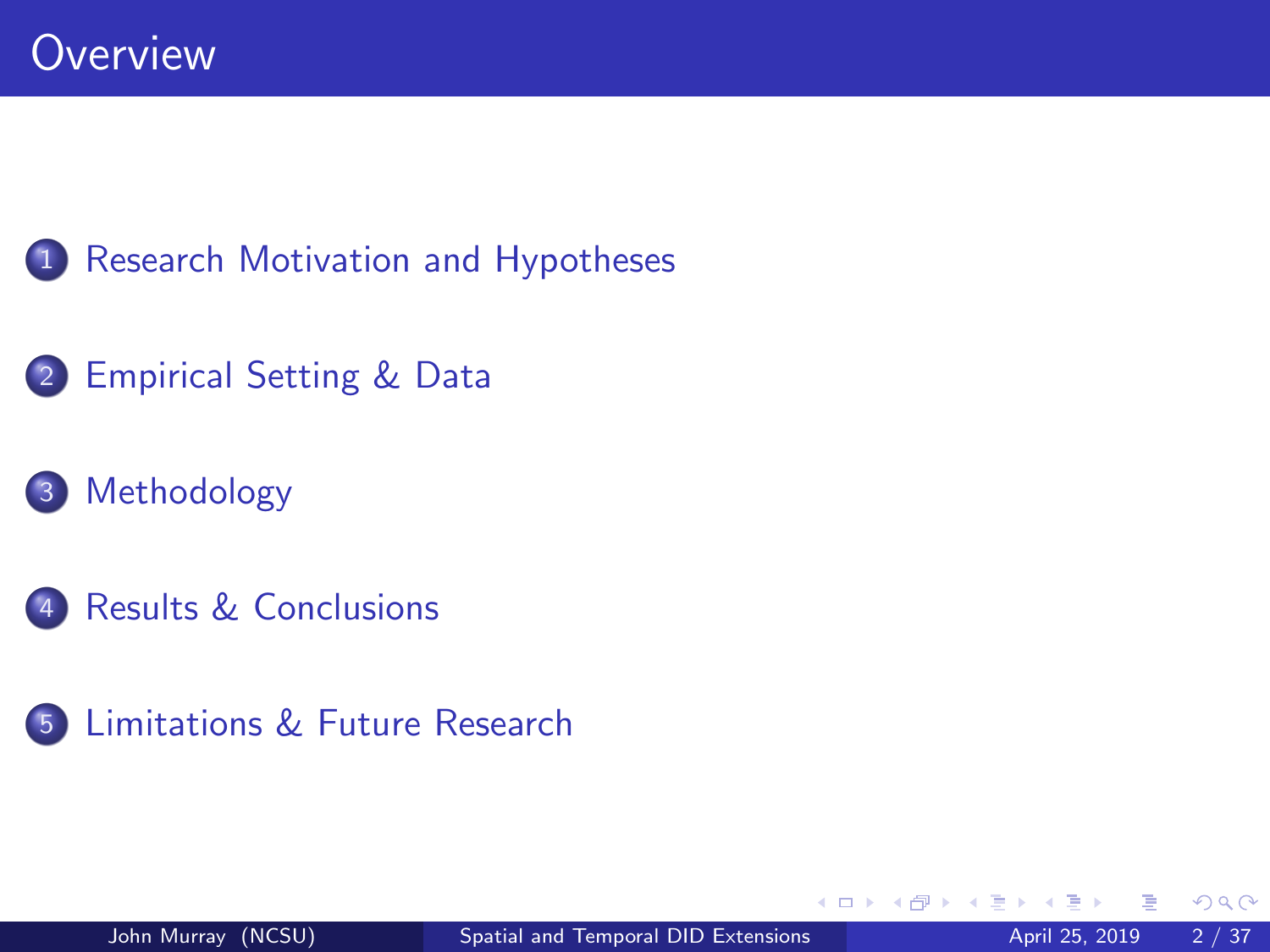# Overview

1. Research Motivation and Hypotheses
2. Empirical Setting & Data
3. Methodology
4. Results & Conclusions
5. Limitations & Future Research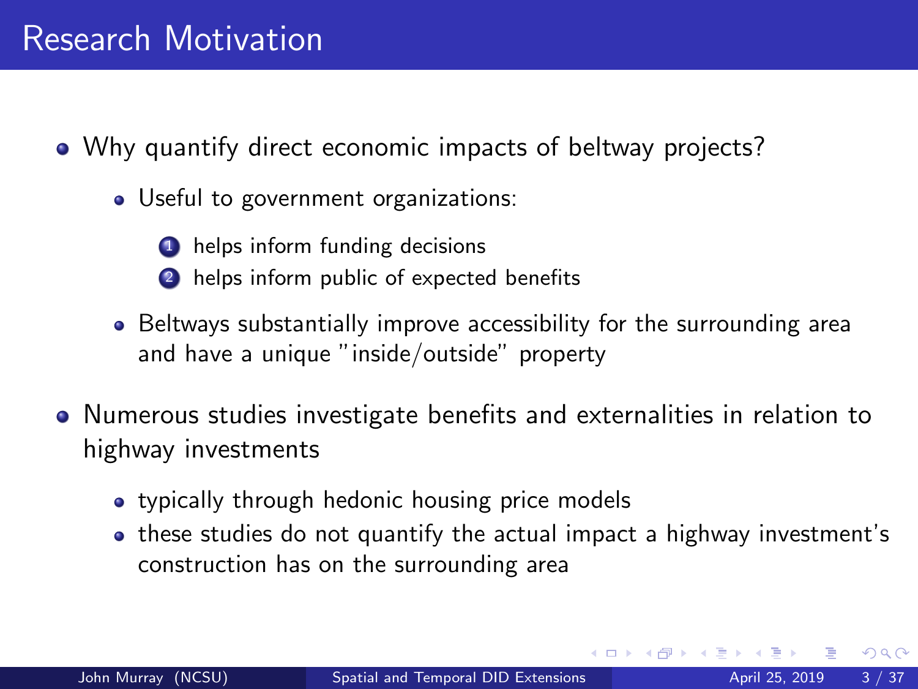# Research Motivation

- Why quantify direct economic impacts of beltway projects?
  - Useful to government organizations:
    1. helps inform funding decisions
    2. helps inform public of expected benefits
  - Beltways substantially improve accessibility for the surrounding area and have a unique "inside/outside" property
- Numerous studies investigate benefits and externalities in relation to highway investments
  - typically through hedonic housing price models
  - these studies do not quantify the actual impact a highway investment's construction has on the surrounding area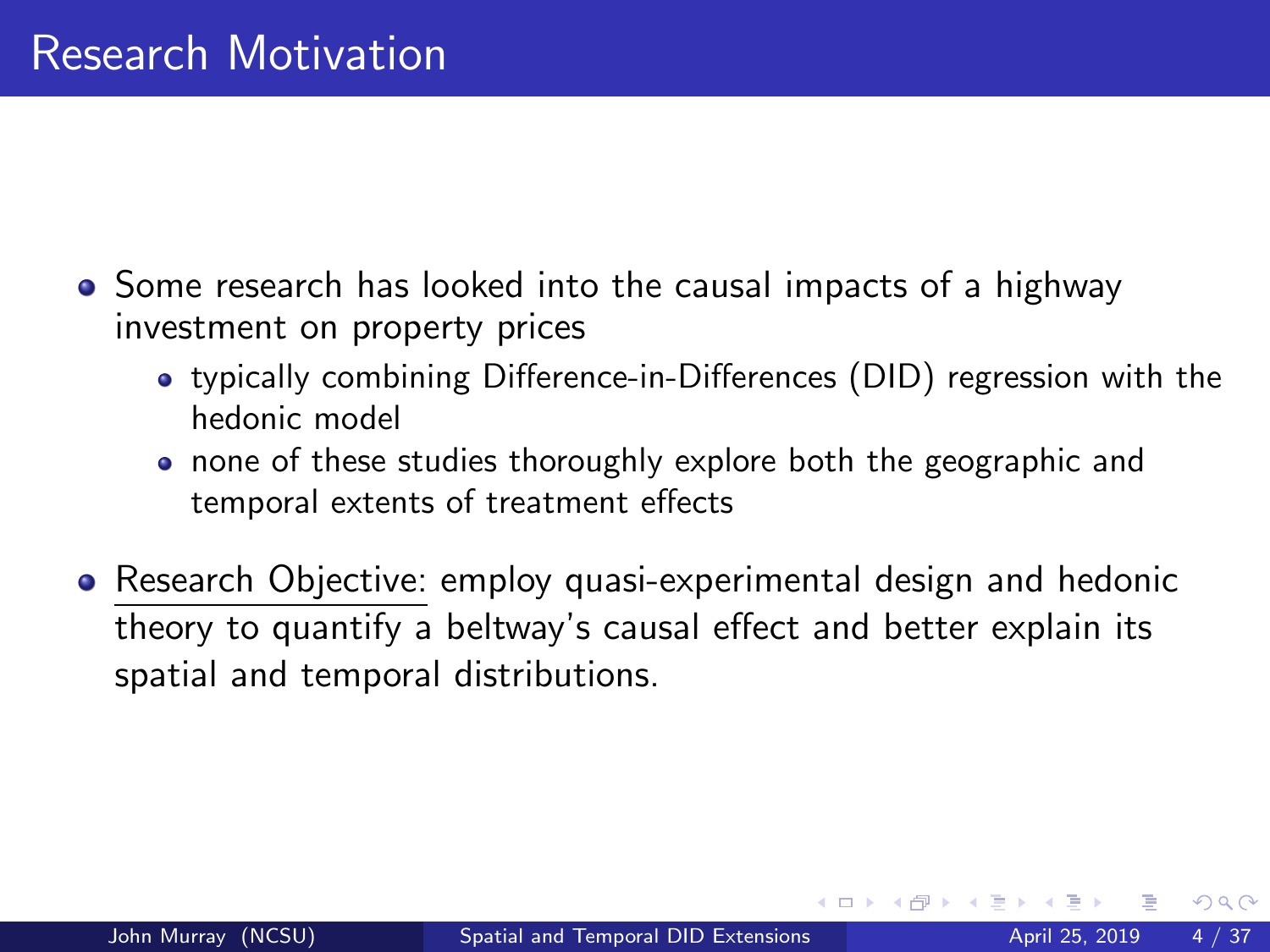# Research Motivation

- Some research has looked into the causal impacts of a highway investment on property prices
  - typically combining Difference-in-Differences (DID) regression with the hedonic model
  - none of these studies thoroughly explore both the geographic and temporal extents of treatment effects
- Research Objective: employ quasi-experimental design and hedonic theory to quantify a beltway's causal effect and better explain its spatial and temporal distributions.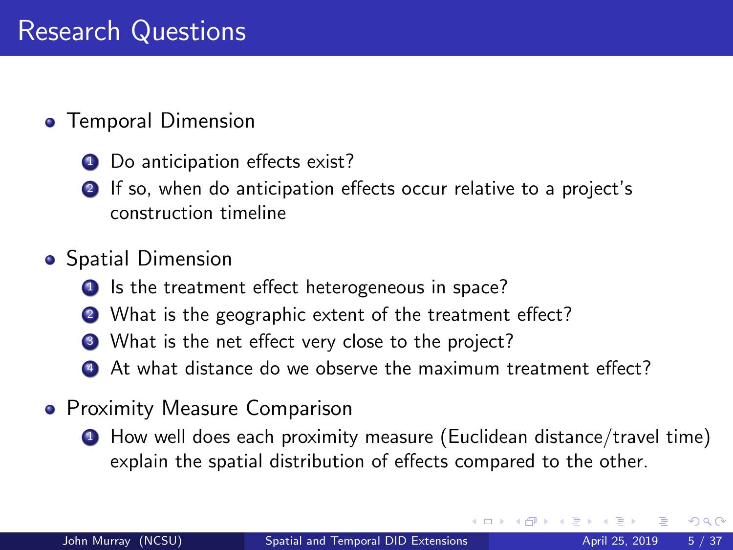# Research Questions

- Temporal Dimension
  1. Do anticipation effects exist?
  2. If so, when do anticipation effects occur relative to a project's construction timeline
- Spatial Dimension
  1. Is the treatment effect heterogeneous in space?
  2. What is the geographic extent of the treatment effect?
  3. What is the net effect very close to the project?
  4. At what distance do we observe the maximum treatment effect?
- Proximity Measure Comparison
  1. How well does each proximity measure (Euclidean distance/travel time) explain the spatial distribution of effects compared to the other.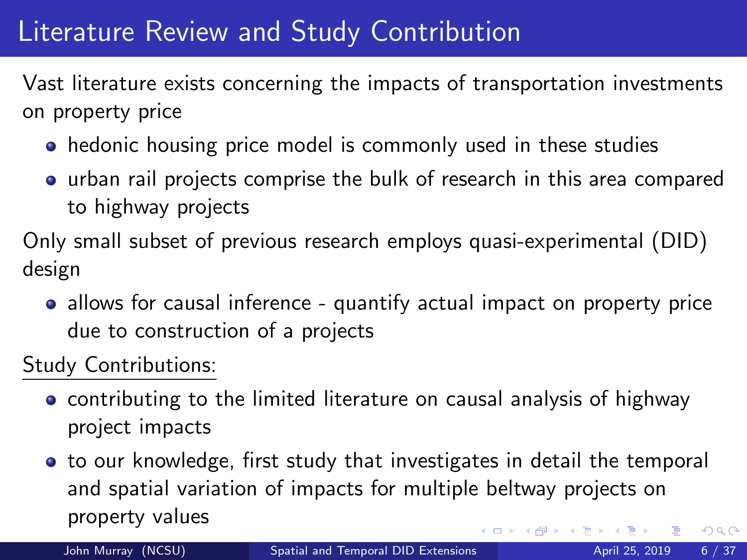# Literature Review and Study Contribution

Vast literature exists concerning the impacts of transportation investments on property price

- hedonic housing price model is commonly used in these studies
- urban rail projects comprise the bulk of research in this area compared to highway projects

Only small subset of previous research employs quasi-experimental (DID) design

- allows for causal inference - quantify actual impact on property price due to construction of a projects

Study Contributions:

- contributing to the limited literature on causal analysis of highway project impacts
- to our knowledge, first study that investigates in detail the temporal and spatial variation of impacts for multiple beltway projects on property values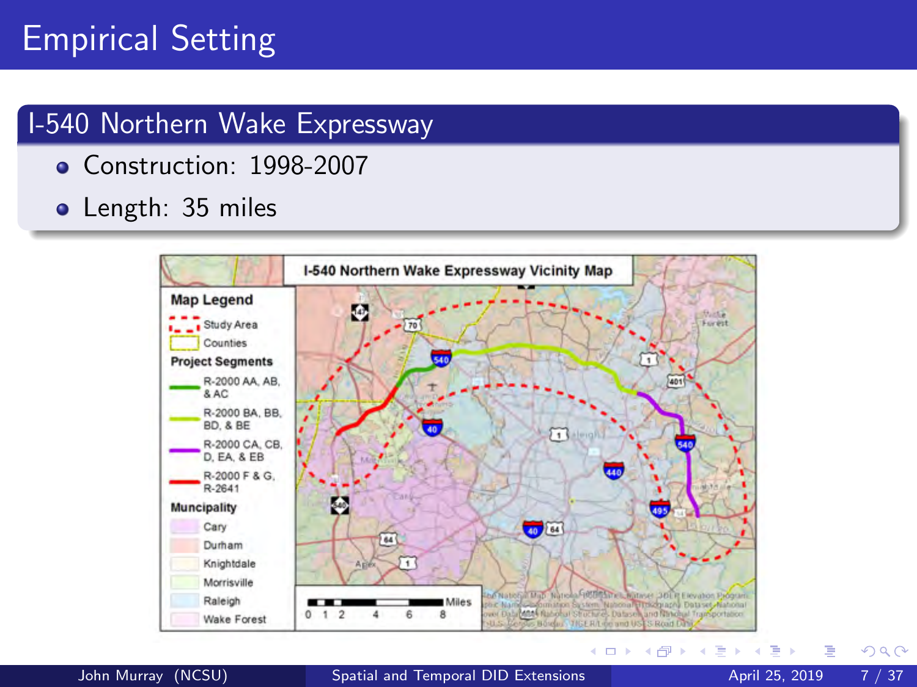# Empirical Setting

## I-540 Northern Wake Expressway

- Construction: 1998-2007
- Length: 35 miles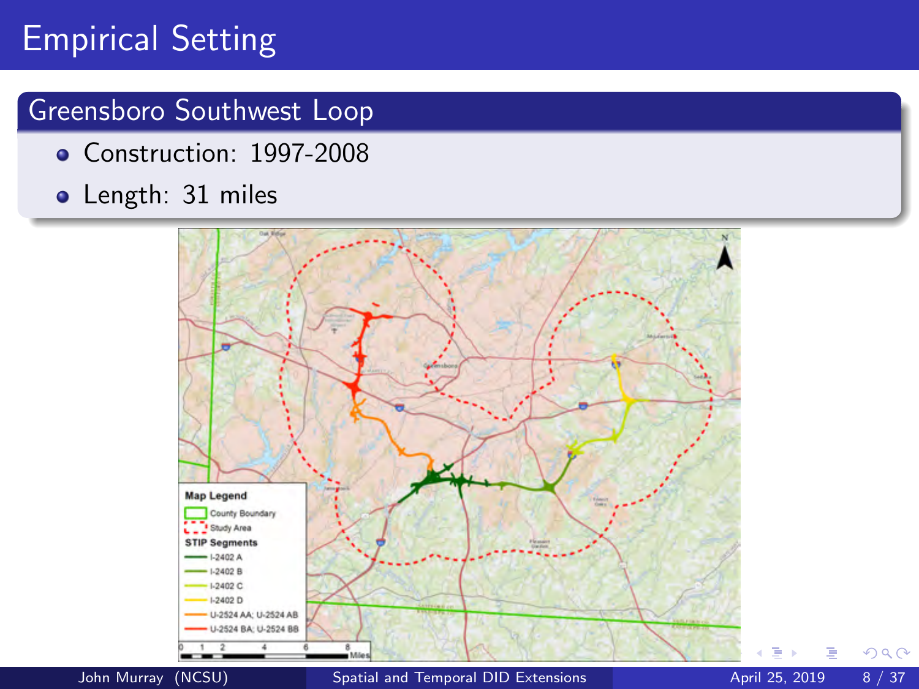# Empirical Setting

## Greensboro Southwest Loop

- Construction: 1997-2008
- Length: 31 miles

Map Legend

- County Boundary
- Study Area

STIP Segments

- I-2402 A
- I-2402 B
- I-2402 C
- I-2402 D
- U-2524 AA; U-2524 AB
- U-2524 BA; U-2524 BB

0 1 2 4 6 8 Miles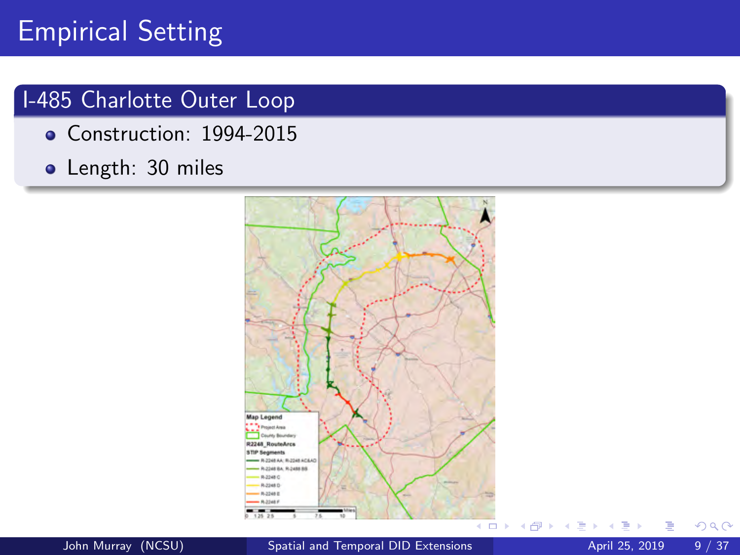# Empirical Setting

## I-485 Charlotte Outer Loop

- Construction: 1994-2015
- Length: 30 miles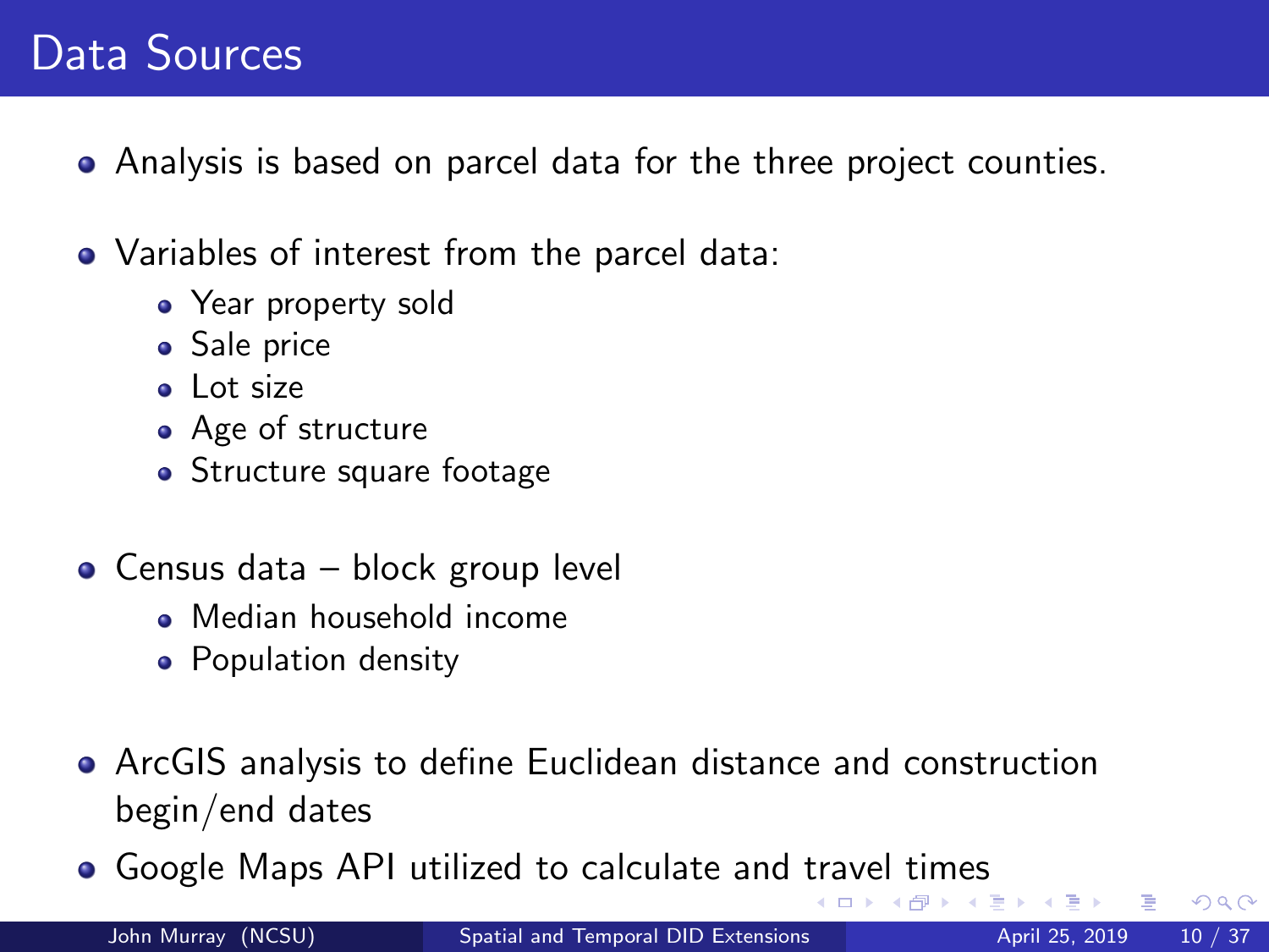# Data Sources

- Analysis is based on parcel data for the three project counties.
- Variables of interest from the parcel data:
  - Year property sold
  - Sale price
  - Lot size
  - Age of structure
  - Structure square footage
- Census data – block group level
  - Median household income
  - Population density
- ArcGIS analysis to define Euclidean distance and construction begin/end dates
- Google Maps API utilized to calculate and travel times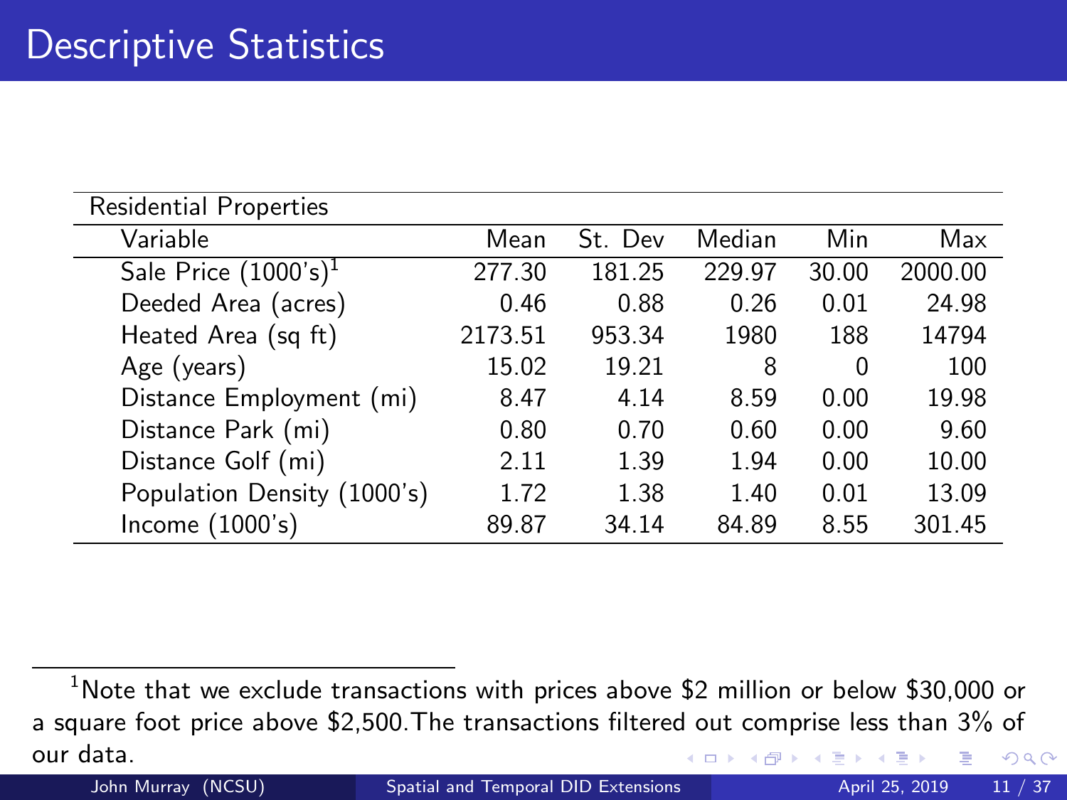# Descriptive Statistics

| Residential Properties | | | | | |
|---|---|---|---|---|---|
| Variable | Mean | St. Dev | Median | Min | Max |
| Sale Price (1000's)[1] | 277.30 | 181.25 | 229.97 | 30.00 | 2000.00 |
| Deeded Area (acres) | 0.46 | 0.88 | 0.26 | 0.01 | 24.98 |
| Heated Area (sq ft) | 2173.51 | 953.34 | 1980 | 188 | 14794 |
| Age (years) | 15.02 | 19.21 | 8 | 0 | 100 |
| Distance Employment (mi) | 8.47 | 4.14 | 8.59 | 0.00 | 19.98 |
| Distance Park (mi) | 0.80 | 0.70 | 0.60 | 0.00 | 9.60 |
| Distance Golf (mi) | 2.11 | 1.39 | 1.94 | 0.00 | 10.00 |
| Population Density (1000's) | 1.72 | 1.38 | 1.40 | 0.01 | 13.09 |
| Income (1000's) | 89.87 | 34.14 | 84.89 | 8.55 | 301.45 |

[1] Note that we exclude transactions with prices above $2 million or below $30,000 or a square foot price above $2,500.The transactions filtered out comprise less than 3% of our data.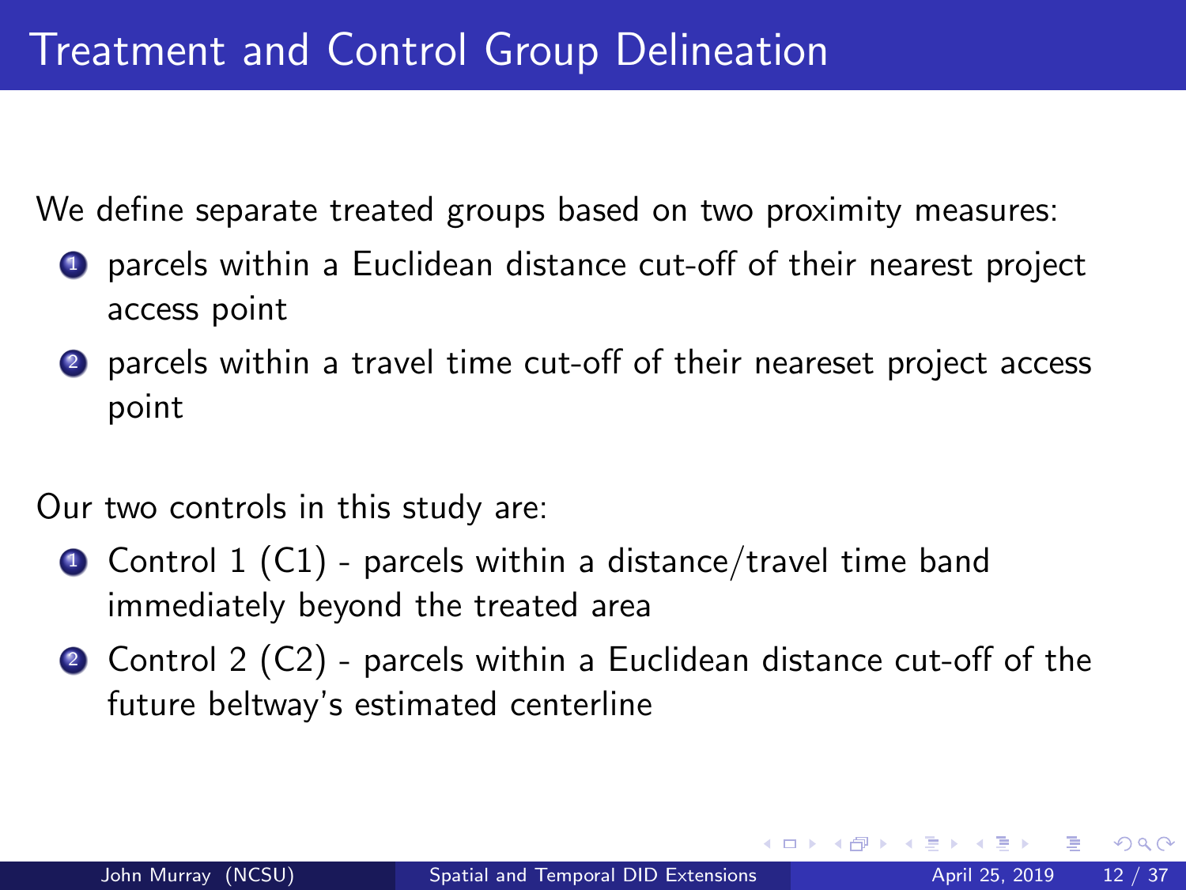# Treatment and Control Group Delineation

We define separate treated groups based on two proximity measures:

1. parcels within a Euclidean distance cut-off of their nearest project access point
2. parcels within a travel time cut-off of their neareset project access point

Our two controls in this study are:

1. Control 1 (C1) - parcels within a distance/travel time band immediately beyond the treated area
2. Control 2 (C2) - parcels within a Euclidean distance cut-off of the future beltway's estimated centerline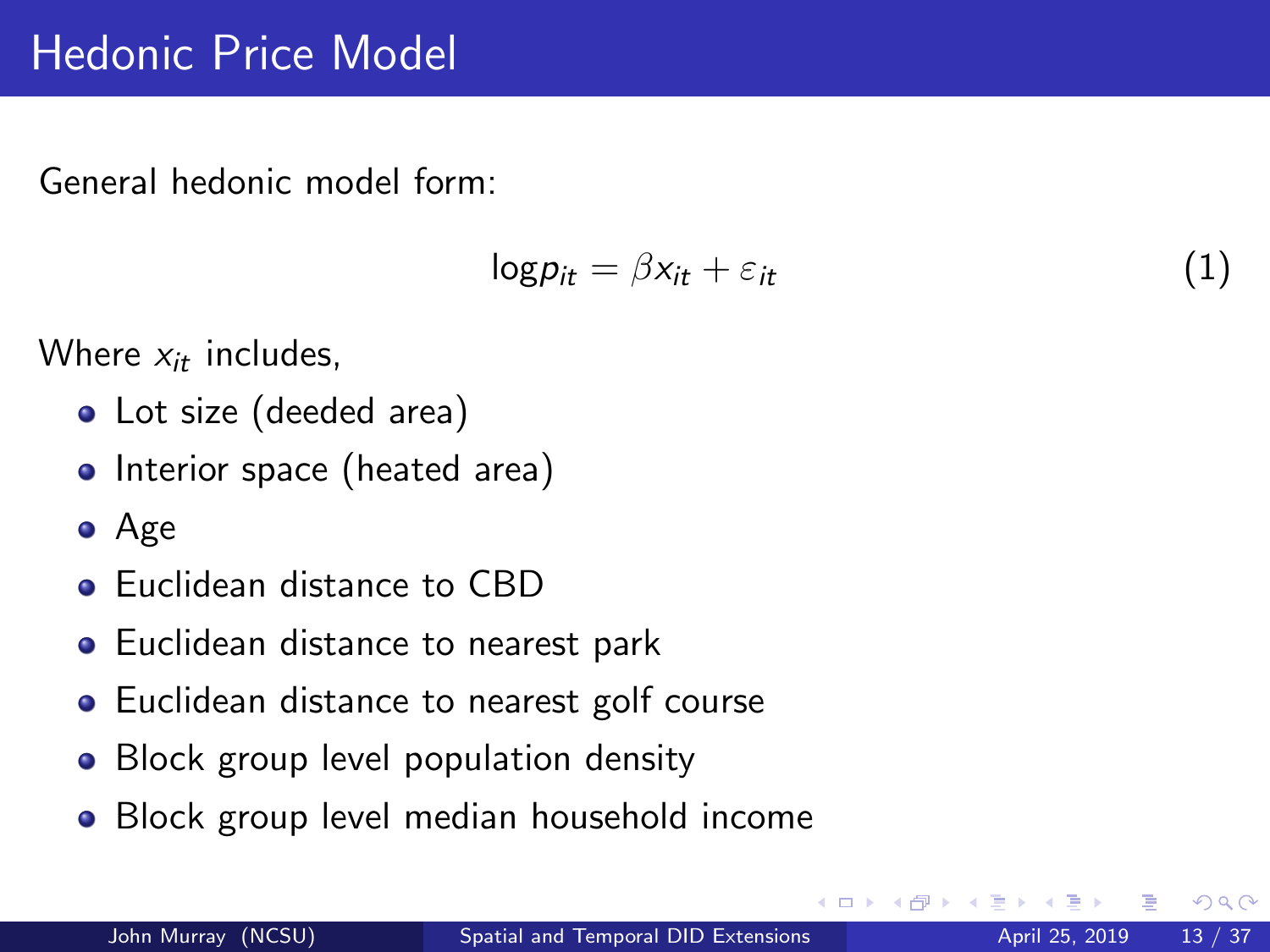# Hedonic Price Model

General hedonic model form:

$$\log p_{it} = \beta x_{it} + \varepsilon_{it} \tag{1}$$

Where $x_{it}$ includes,

- Lot size (deeded area)
- Interior space (heated area)
- Age
- Euclidean distance to CBD
- Euclidean distance to nearest park
- Euclidean distance to nearest golf course
- Block group level population density
- Block group level median household income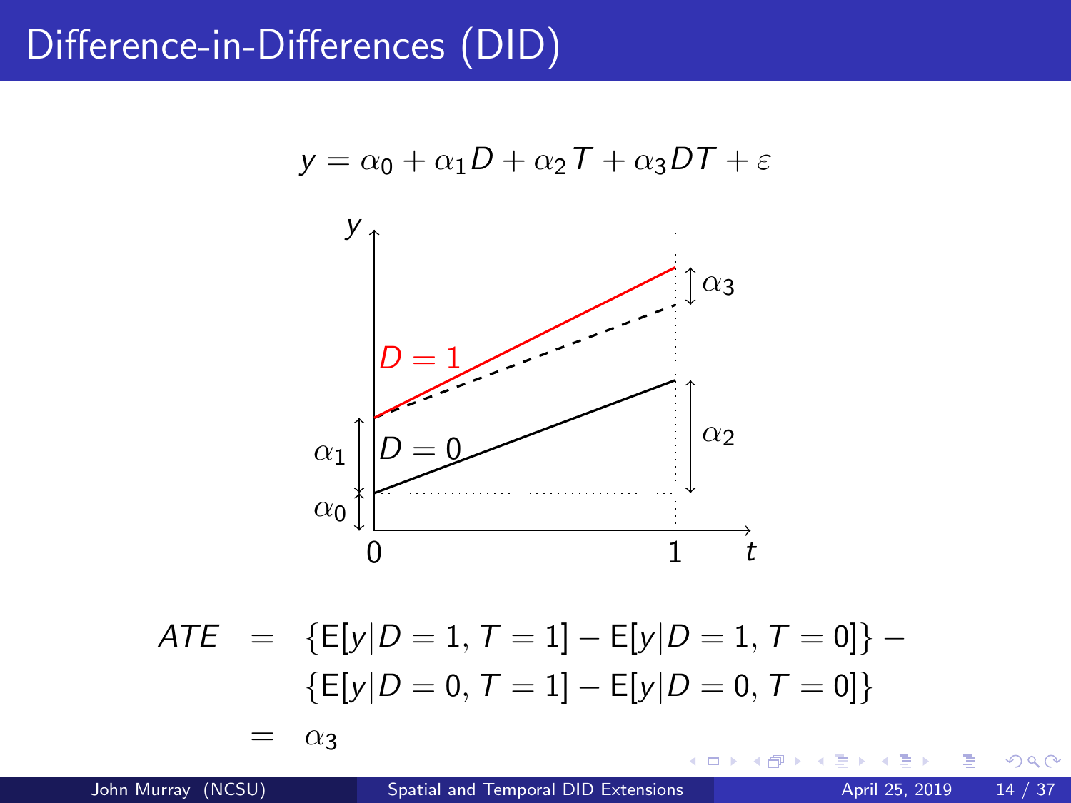# Difference-in-Differences (DID)

$$y = \alpha_0 + \alpha_1 D + \alpha_2 T + \alpha_3 DT + \varepsilon$$

$$
\begin{aligned}
ATE &= \{\mathrm{E}[y|D=1, T=1] - \mathrm{E}[y|D=1, T=0]\} - \\
&\quad \{\mathrm{E}[y|D=0, T=1] - \mathrm{E}[y|D=0, T=0]\} \\
&= \alpha_3
\end{aligned}
$$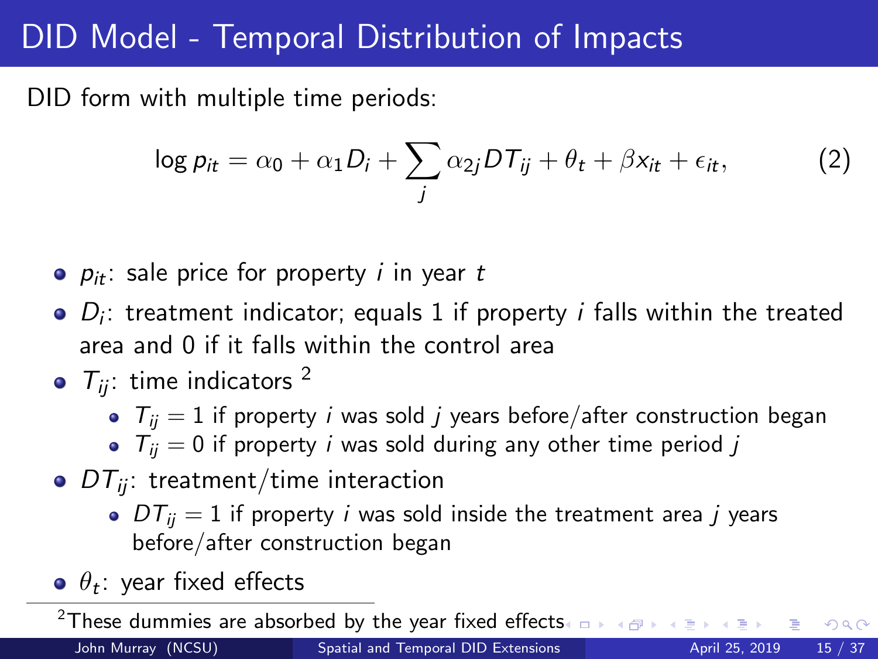# DID Model - Temporal Distribution of Impacts

DID form with multiple time periods:

$$\log p_{it} = \alpha_0 + \alpha_1 D_i + \sum_j \alpha_{2j} DT_{ij} + \theta_t + \beta x_{it} + \epsilon_{it}, \tag{2}$$

- $p_{it}$: sale price for property $i$ in year $t$
- $D_i$: treatment indicator; equals 1 if property $i$ falls within the treated area and 0 if it falls within the control area
- $T_{ij}$: time indicators [2]
  - $T_{ij} = 1$ if property $i$ was sold $j$ years before/after construction began
  - $T_{ij} = 0$ if property $i$ was sold during any other time period $j$
- $DT_{ij}$: treatment/time interaction
  - $DT_{ij} = 1$ if property $i$ was sold inside the treatment area $j$ years before/after construction began
- $\theta_t$: year fixed effects

[2] These dummies are absorbed by the year fixed effects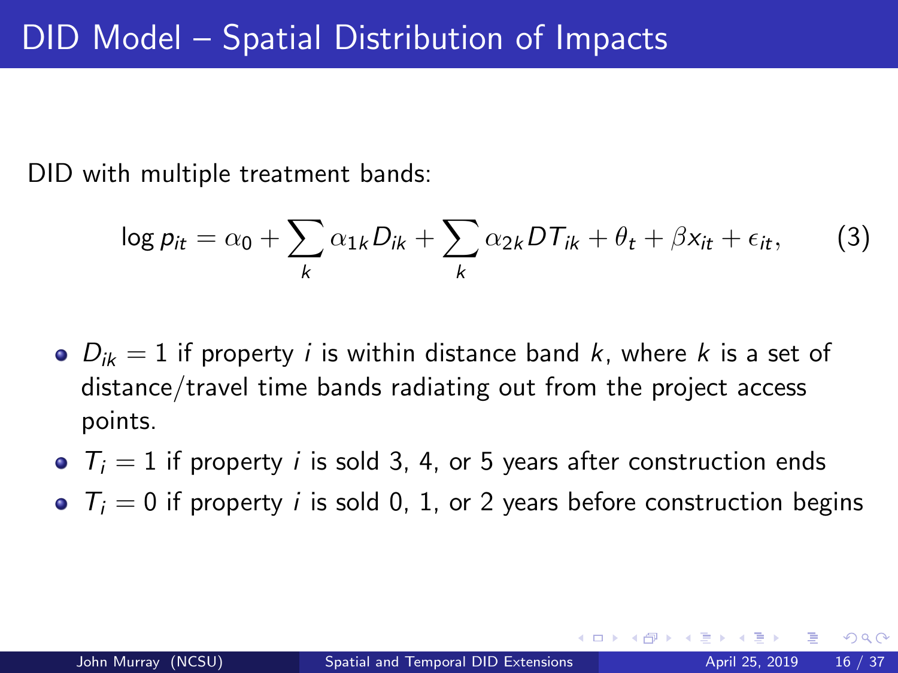# DID Model – Spatial Distribution of Impacts

DID with multiple treatment bands:

$$\log p_{it} = \alpha_0 + \sum_k \alpha_{1k} D_{ik} + \sum_k \alpha_{2k} DT_{ik} + \theta_t + \beta x_{it} + \epsilon_{it}, \qquad (3)$$

- $D_{ik} = 1$ if property $i$ is within distance band $k$, where $k$ is a set of distance/travel time bands radiating out from the project access points.
- $T_i = 1$ if property $i$ is sold 3, 4, or 5 years after construction ends
- $T_i = 0$ if property $i$ is sold 0, 1, or 2 years before construction begins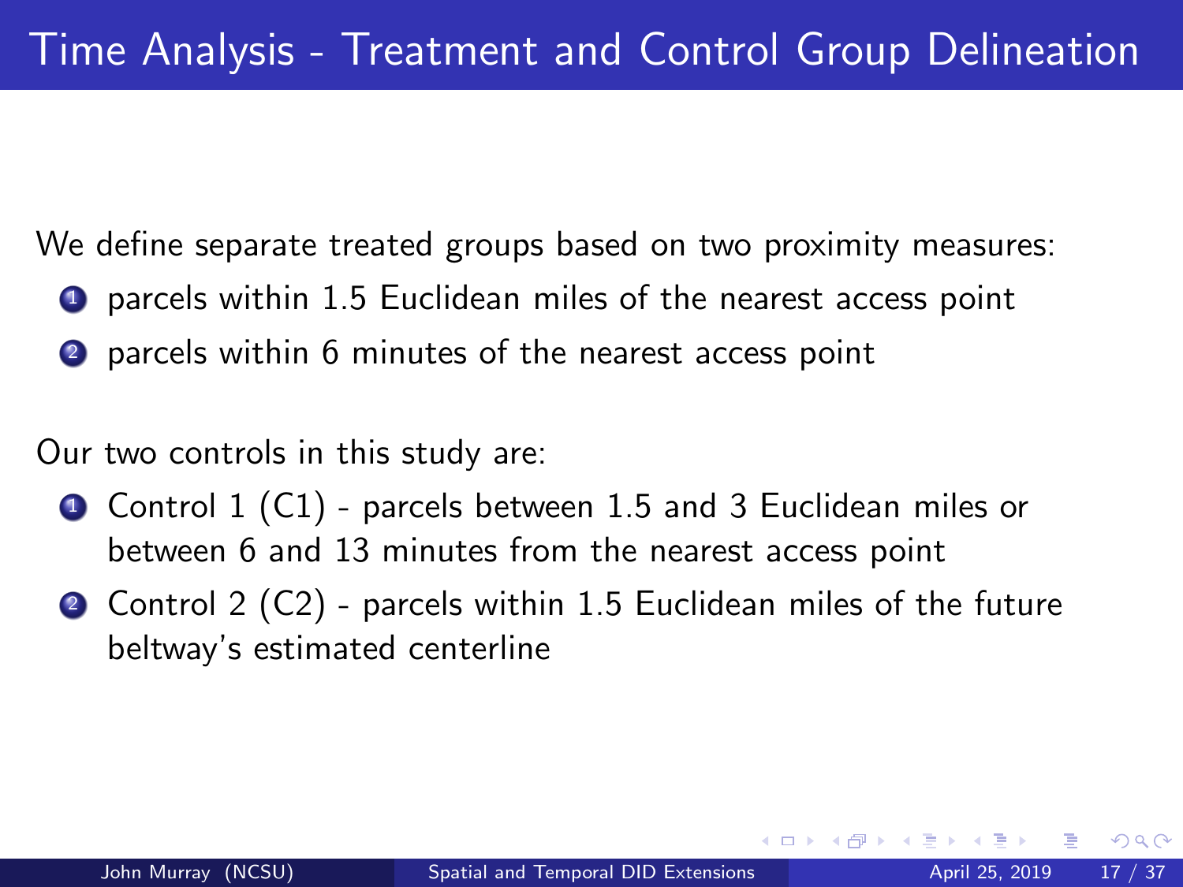# Time Analysis - Treatment and Control Group Delineation

We define separate treated groups based on two proximity measures:

1. parcels within 1.5 Euclidean miles of the nearest access point
2. parcels within 6 minutes of the nearest access point

Our two controls in this study are:

1. Control 1 (C1) - parcels between 1.5 and 3 Euclidean miles or between 6 and 13 minutes from the nearest access point
2. Control 2 (C2) - parcels within 1.5 Euclidean miles of the future beltway's estimated centerline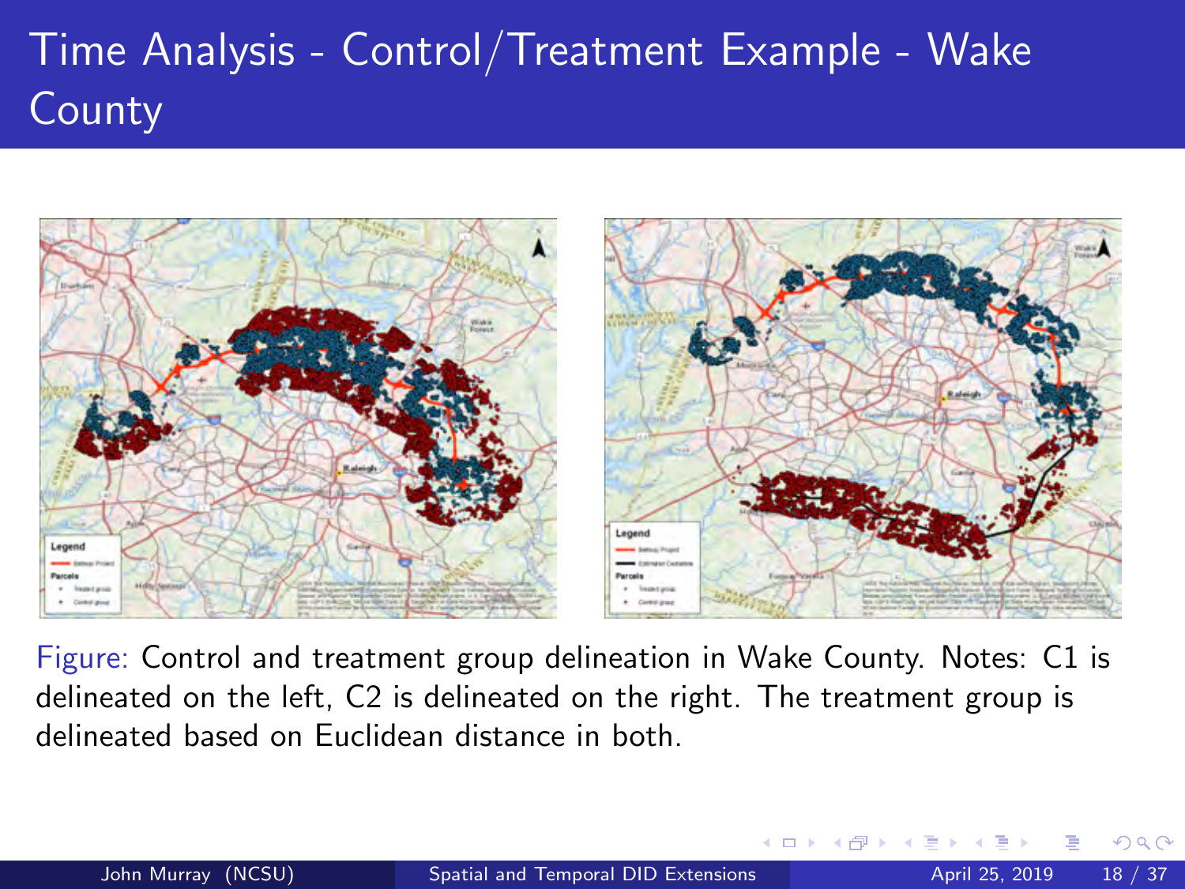# Time Analysis - Control/Treatment Example - Wake County

Figure: Control and treatment group delineation in Wake County. Notes: C1 is delineated on the left, C2 is delineated on the right. The treatment group is delineated based on Euclidean distance in both.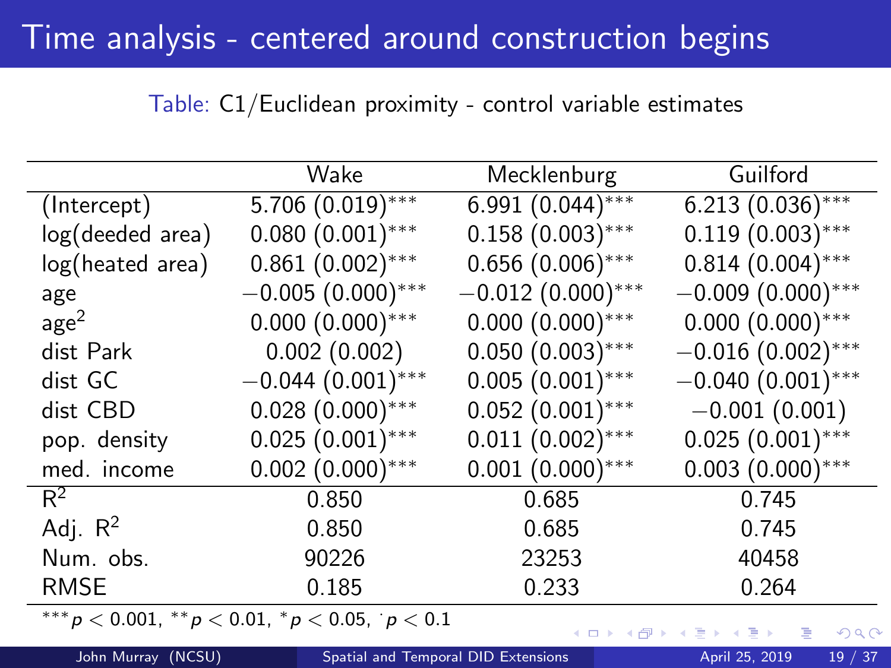# Time analysis - centered around construction begins

Table: C1/Euclidean proximity - control variable estimates

| | Wake | Mecklenburg | Guilford |
|---|---|---|---|
| (Intercept) | 5.706 (0.019)$^{***}$ | 6.991 (0.044)$^{***}$ | 6.213 (0.036)$^{***}$ |
| log(deeded area) | 0.080 (0.001)$^{***}$ | 0.158 (0.003)$^{***}$ | 0.119 (0.003)$^{***}$ |
| log(heated area) | 0.861 (0.002)$^{***}$ | 0.656 (0.006)$^{***}$ | 0.814 (0.004)$^{***}$ |
| age | −0.005 (0.000)$^{***}$ | −0.012 (0.000)$^{***}$ | −0.009 (0.000)$^{***}$ |
| age$^2$ | 0.000 (0.000)$^{***}$ | 0.000 (0.000)$^{***}$ | 0.000 (0.000)$^{***}$ |
| dist Park | 0.002 (0.002) | 0.050 (0.003)$^{***}$ | −0.016 (0.002)$^{***}$ |
| dist GC | −0.044 (0.001)$^{***}$ | 0.005 (0.001)$^{***}$ | −0.040 (0.001)$^{***}$ |
| dist CBD | 0.028 (0.000)$^{***}$ | 0.052 (0.001)$^{***}$ | −0.001 (0.001) |
| pop. density | 0.025 (0.001)$^{***}$ | 0.011 (0.002)$^{***}$ | 0.025 (0.001)$^{***}$ |
| med. income | 0.002 (0.000)$^{***}$ | 0.001 (0.000)$^{***}$ | 0.003 (0.000)$^{***}$ |
| $R^2$ | 0.850 | 0.685 | 0.745 |
| Adj. $R^2$ | 0.850 | 0.685 | 0.745 |
| Num. obs. | 90226 | 23253 | 40458 |
| RMSE | 0.185 | 0.233 | 0.264 |

$^{***}p < 0.001$, $^{**}p < 0.01$, $^{*}p < 0.05$, $^{\cdot}p < 0.1$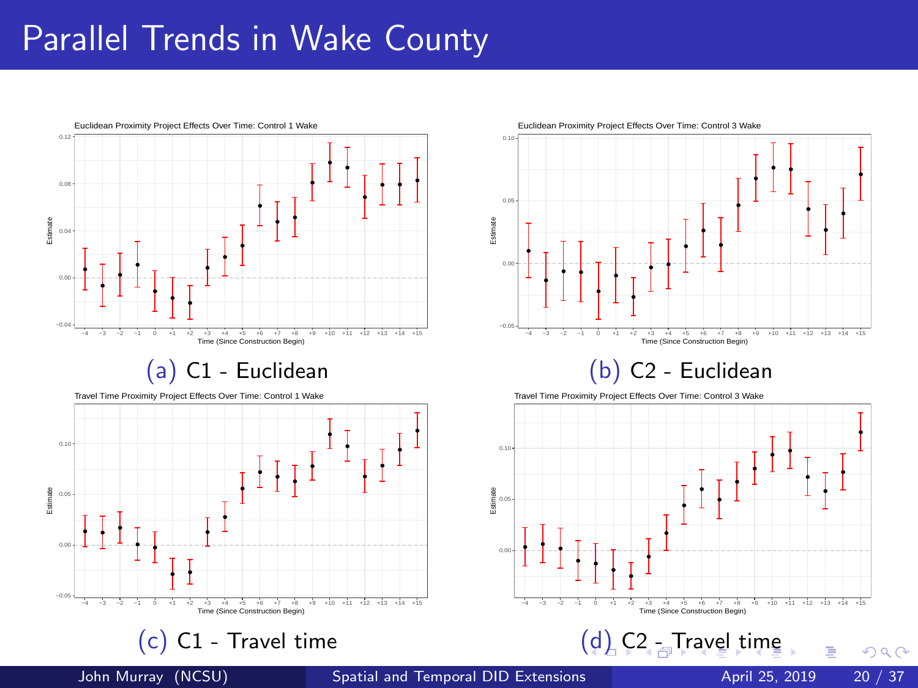# Parallel Trends in Wake County

(a) C1 - Euclidean

(b) C2 - Euclidean

(c) C1 - Travel time

(d) C2 - Travel time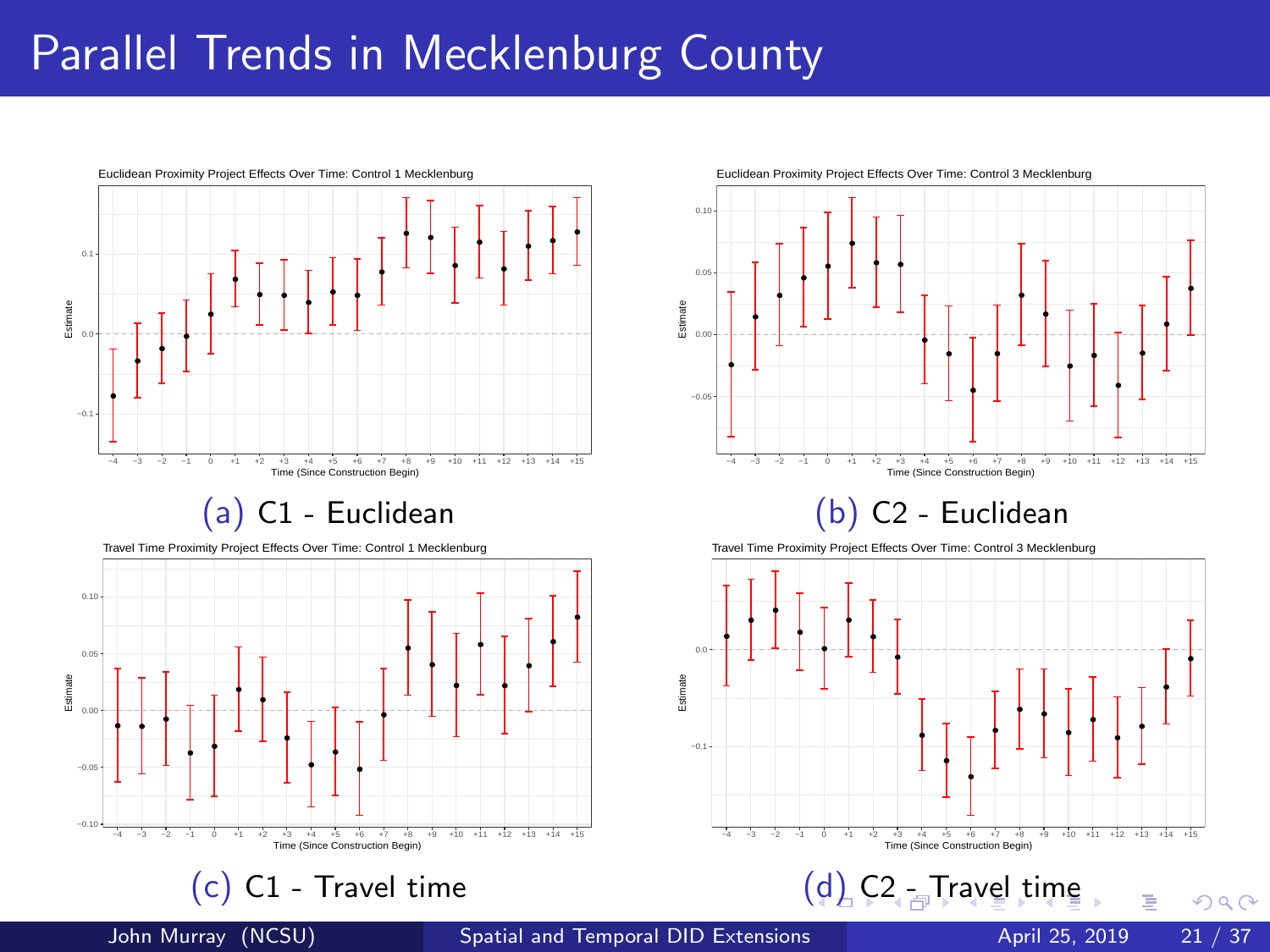# Parallel Trends in Mecklenburg County

(a) C1 - Euclidean

(b) C2 - Euclidean

(c) C1 - Travel time

(d) C2 - Travel time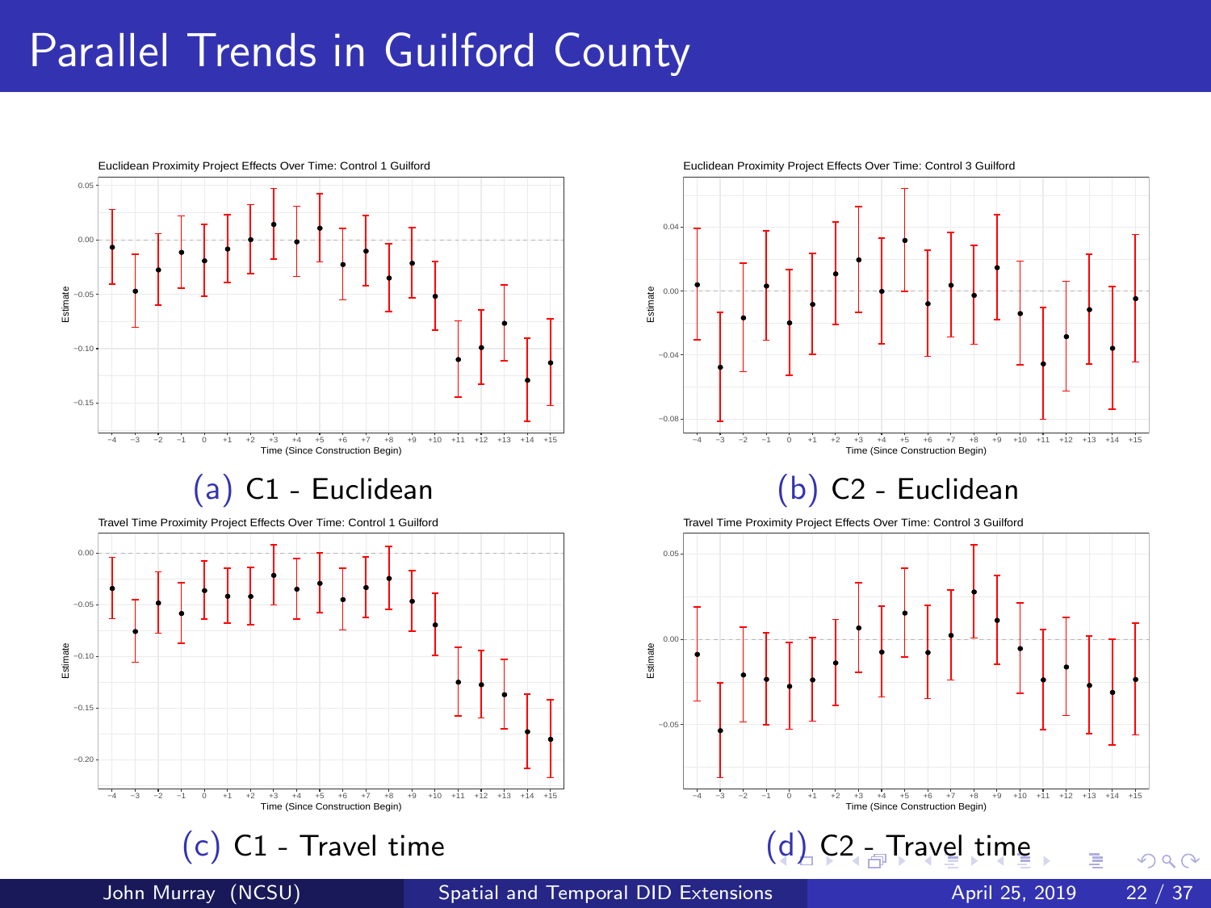# Parallel Trends in Guilford County

Euclidean Proximity Project Effects Over Time: Control 1 Guilford

(a) C1 - Euclidean

Euclidean Proximity Project Effects Over Time: Control 3 Guilford

(b) C2 - Euclidean

Travel Time Proximity Project Effects Over Time: Control 1 Guilford

(c) C1 - Travel time

Travel Time Proximity Project Effects Over Time: Control 3 Guilford

(d) C2 - Travel time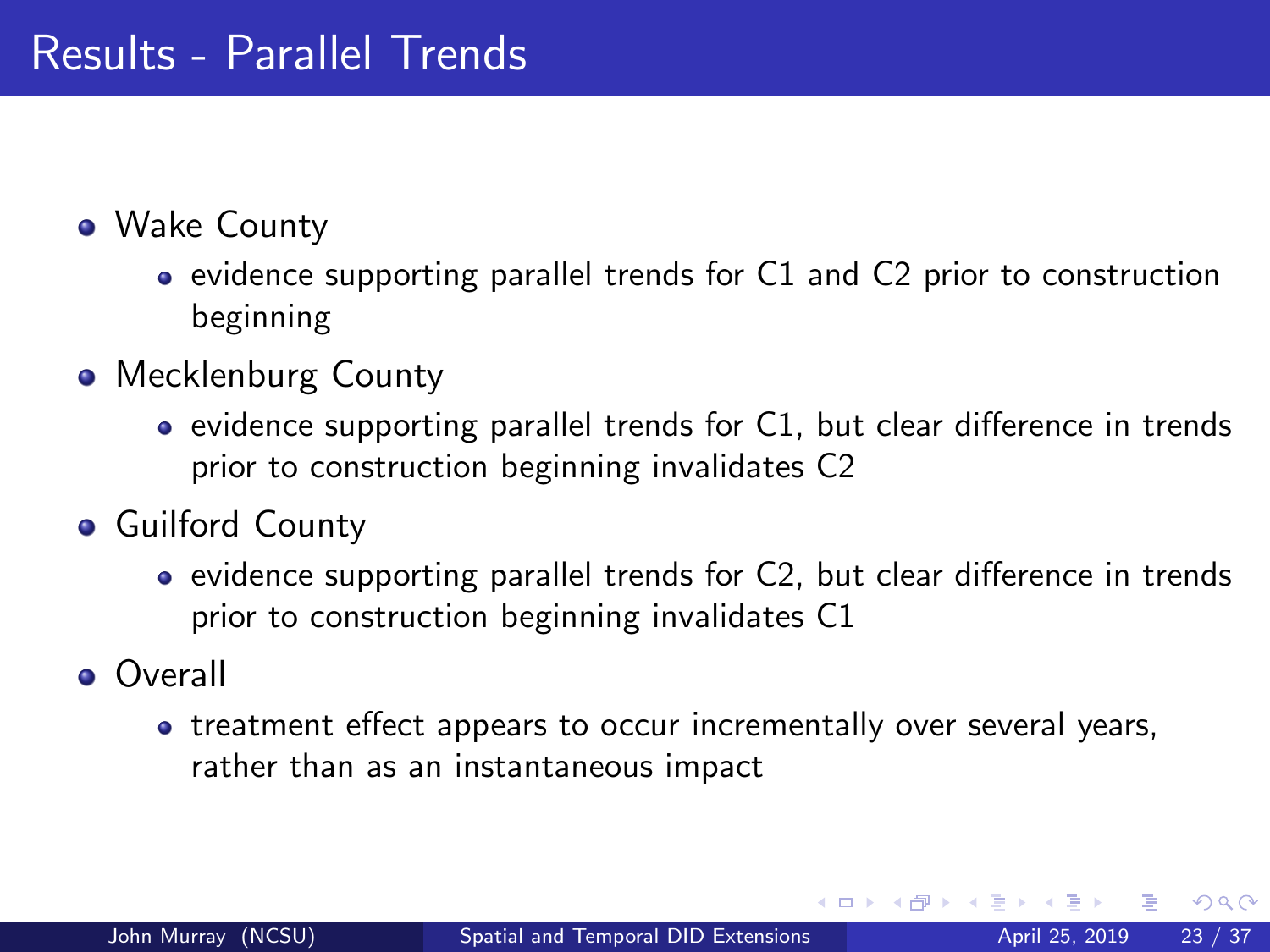# Results - Parallel Trends

- Wake County
  - evidence supporting parallel trends for C1 and C2 prior to construction beginning
- Mecklenburg County
  - evidence supporting parallel trends for C1, but clear difference in trends prior to construction beginning invalidates C2
- Guilford County
  - evidence supporting parallel trends for C2, but clear difference in trends prior to construction beginning invalidates C1
- Overall
  - treatment effect appears to occur incrementally over several years, rather than as an instantaneous impact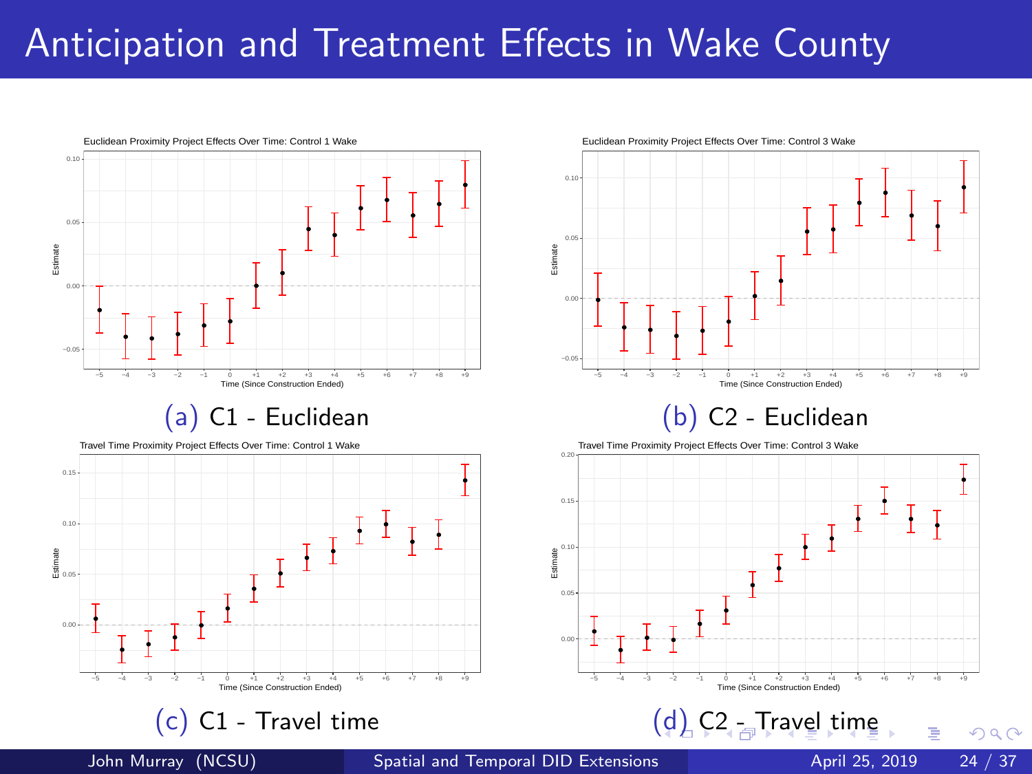# Anticipation and Treatment Effects in Wake County

(a) C1 - Euclidean

(b) C2 - Euclidean

(c) C1 - Travel time

(d) C2 - Travel time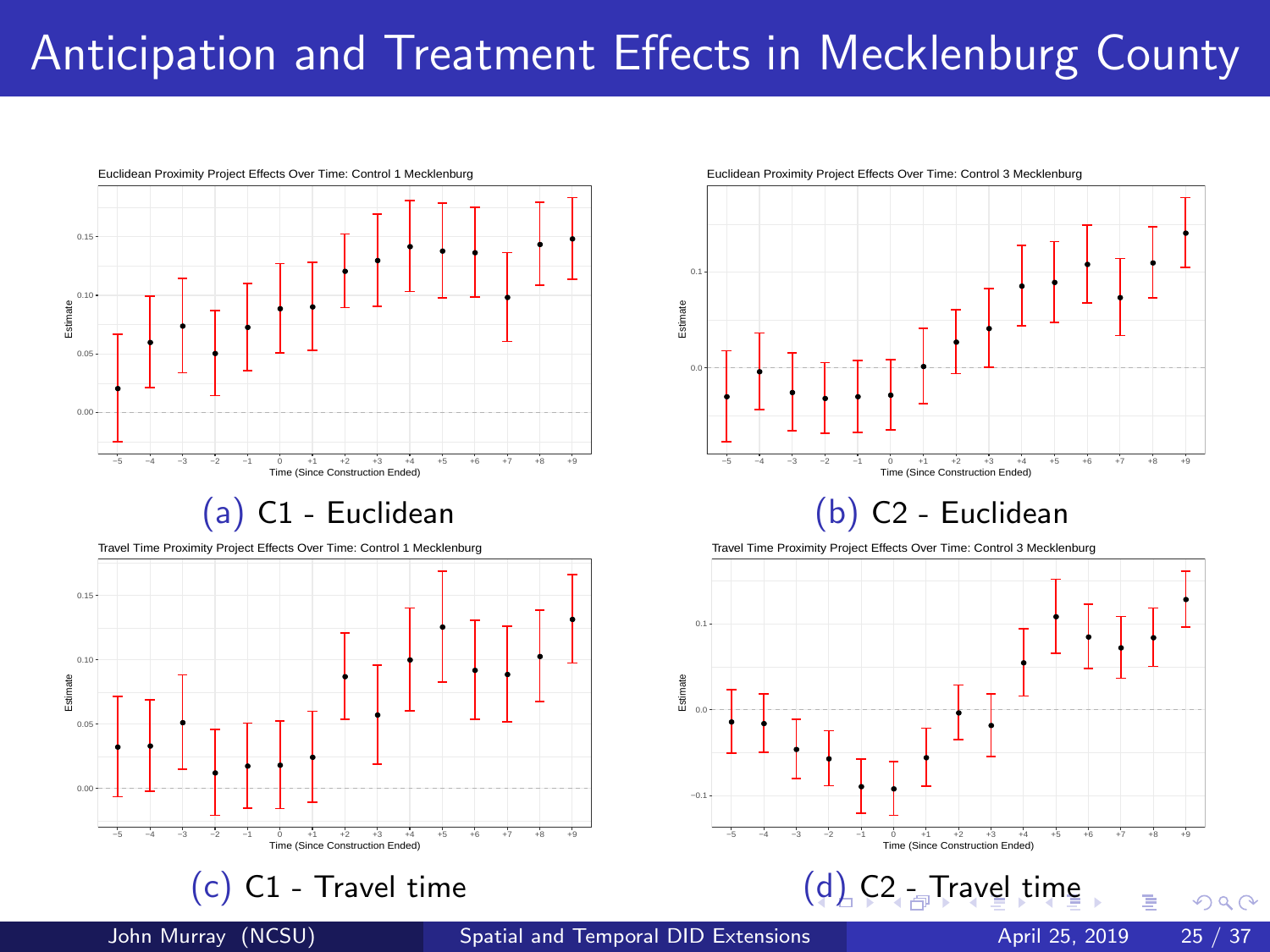# Anticipation and Treatment Effects in Mecklenburg County

(a) C1 - Euclidean

(b) C2 - Euclidean

(c) C1 - Travel time

(d) C2 - Travel time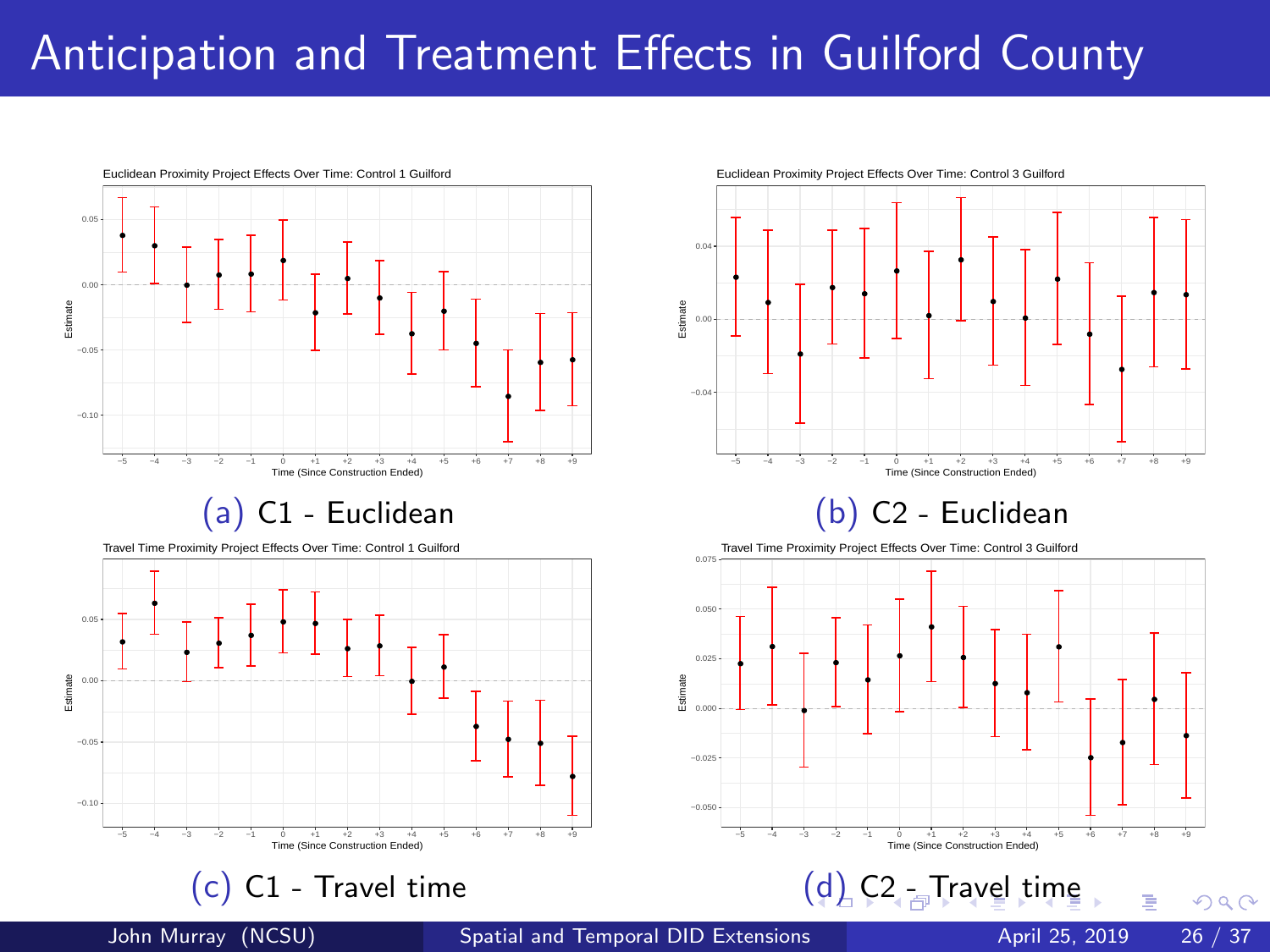# Anticipation and Treatment Effects in Guilford County

Euclidean Proximity Project Effects Over Time: Control 1 Guilford

(a) C1 - Euclidean

Euclidean Proximity Project Effects Over Time: Control 3 Guilford

(b) C2 - Euclidean

Travel Time Proximity Project Effects Over Time: Control 1 Guilford

(c) C1 - Travel time

Travel Time Proximity Project Effects Over Time: Control 3 Guilford

(d) C2 - Travel time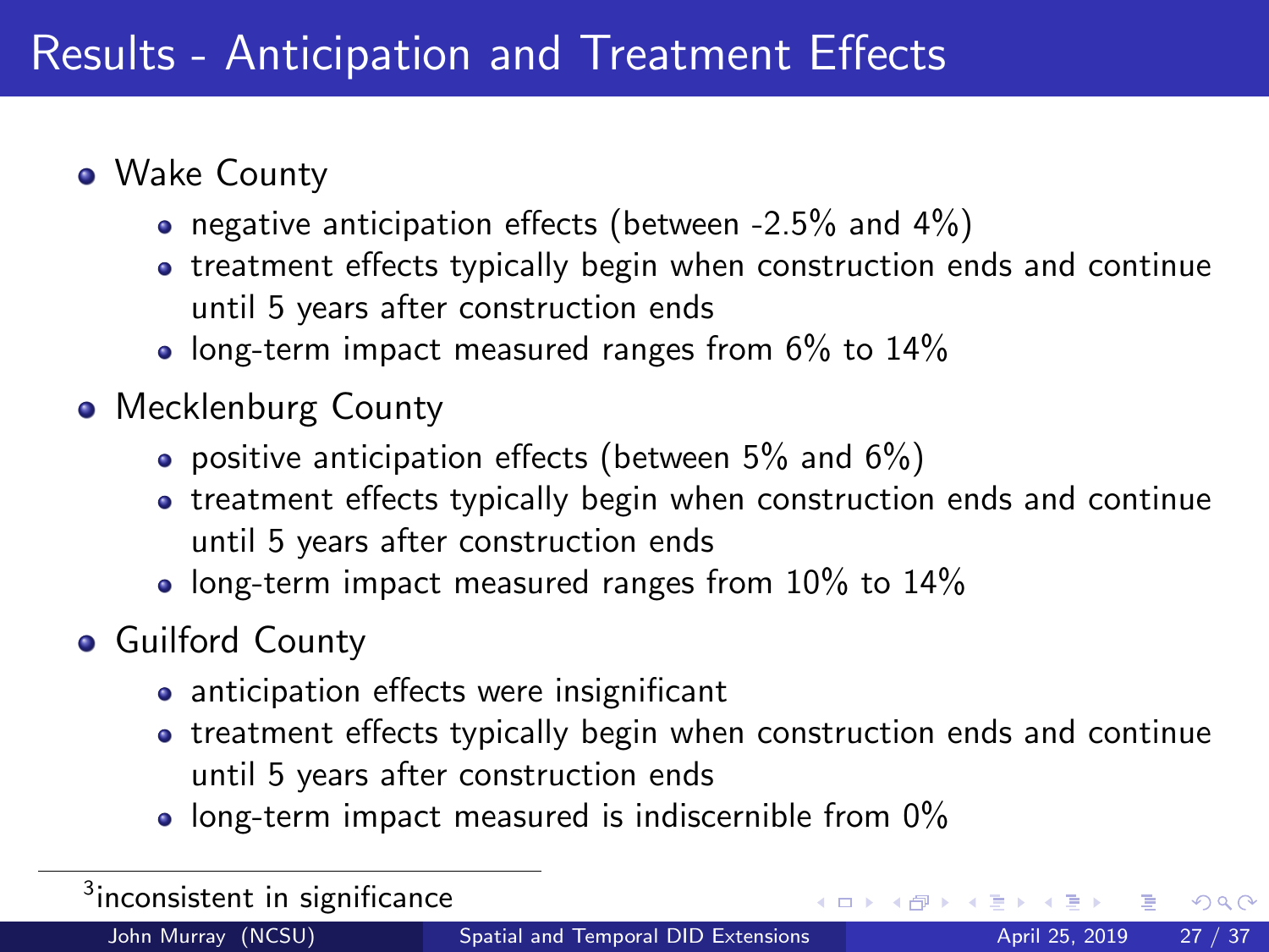# Results - Anticipation and Treatment Effects

- Wake County
  - negative anticipation effects (between -2.5% and 4%)
  - treatment effects typically begin when construction ends and continue until 5 years after construction ends
  - long-term impact measured ranges from 6% to 14%
- Mecklenburg County
  - positive anticipation effects (between 5% and 6%)
  - treatment effects typically begin when construction ends and continue until 5 years after construction ends
  - long-term impact measured ranges from 10% to 14%
- Guilford County
  - anticipation effects were insignificant
  - treatment effects typically begin when construction ends and continue until 5 years after construction ends
  - long-term impact measured is indiscernible from 0%

---

[3] inconsistent in significance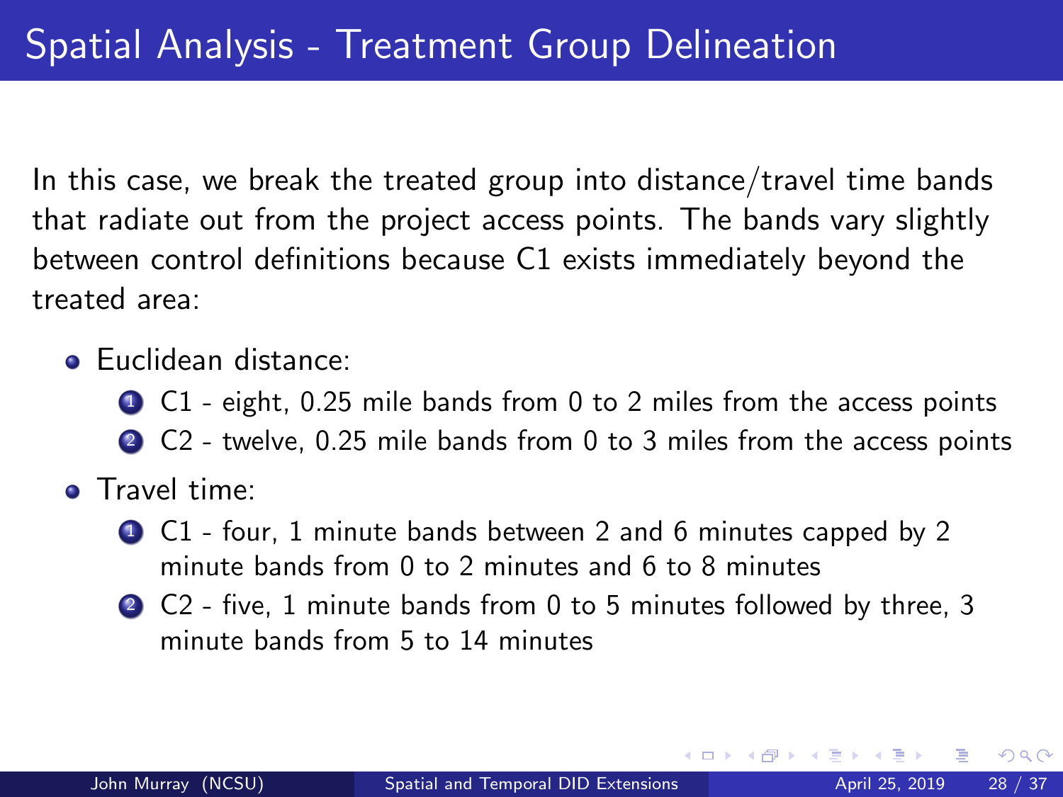# Spatial Analysis - Treatment Group Delineation

In this case, we break the treated group into distance/travel time bands that radiate out from the project access points. The bands vary slightly between control definitions because C1 exists immediately beyond the treated area:

- Euclidean distance:
  1. C1 - eight, 0.25 mile bands from 0 to 2 miles from the access points
  2. C2 - twelve, 0.25 mile bands from 0 to 3 miles from the access points
- Travel time:
  1. C1 - four, 1 minute bands between 2 and 6 minutes capped by 2 minute bands from 0 to 2 minutes and 6 to 8 minutes
  2. C2 - five, 1 minute bands from 0 to 5 minutes followed by three, 3 minute bands from 5 to 14 minutes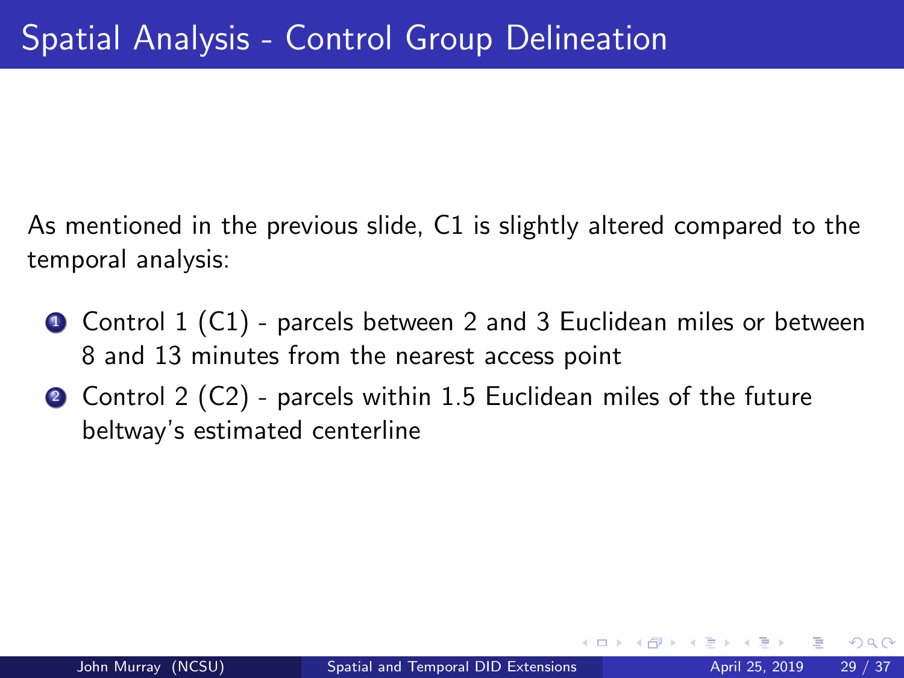# Spatial Analysis - Control Group Delineation

As mentioned in the previous slide, C1 is slightly altered compared to the temporal analysis:

1. Control 1 (C1) - parcels between 2 and 3 Euclidean miles or between 8 and 13 minutes from the nearest access point
2. Control 2 (C2) - parcels within 1.5 Euclidean miles of the future beltway's estimated centerline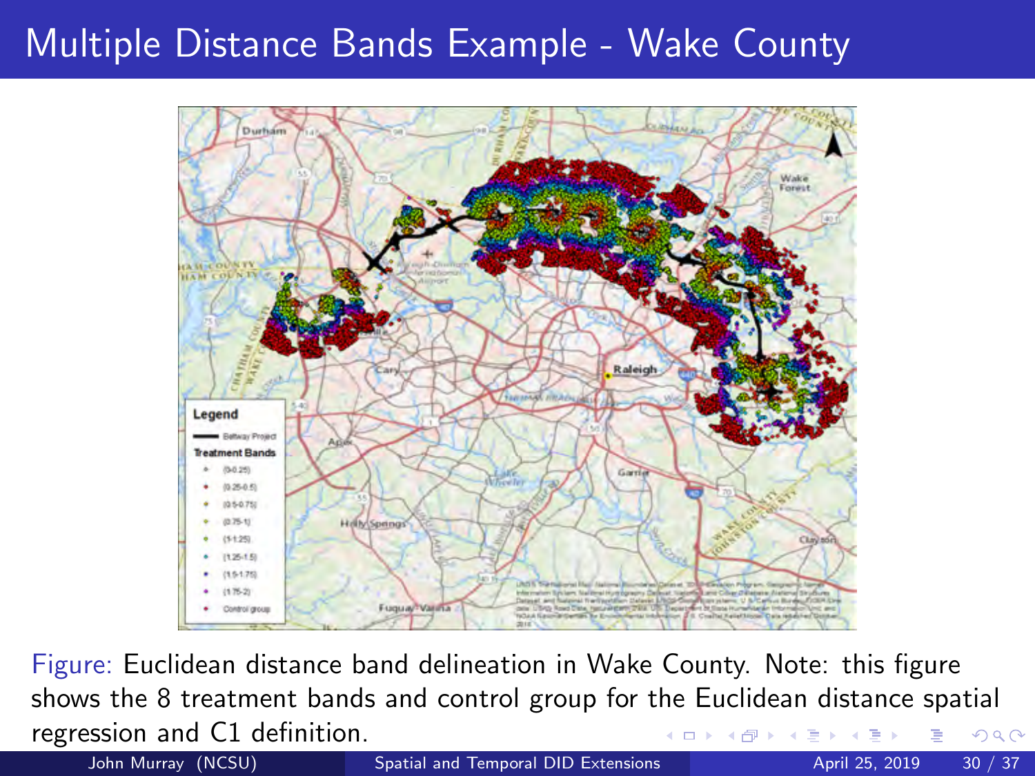# Multiple Distance Bands Example - Wake County

Figure: Euclidean distance band delineation in Wake County. Note: this figure shows the 8 treatment bands and control group for the Euclidean distance spatial regression and C1 definition.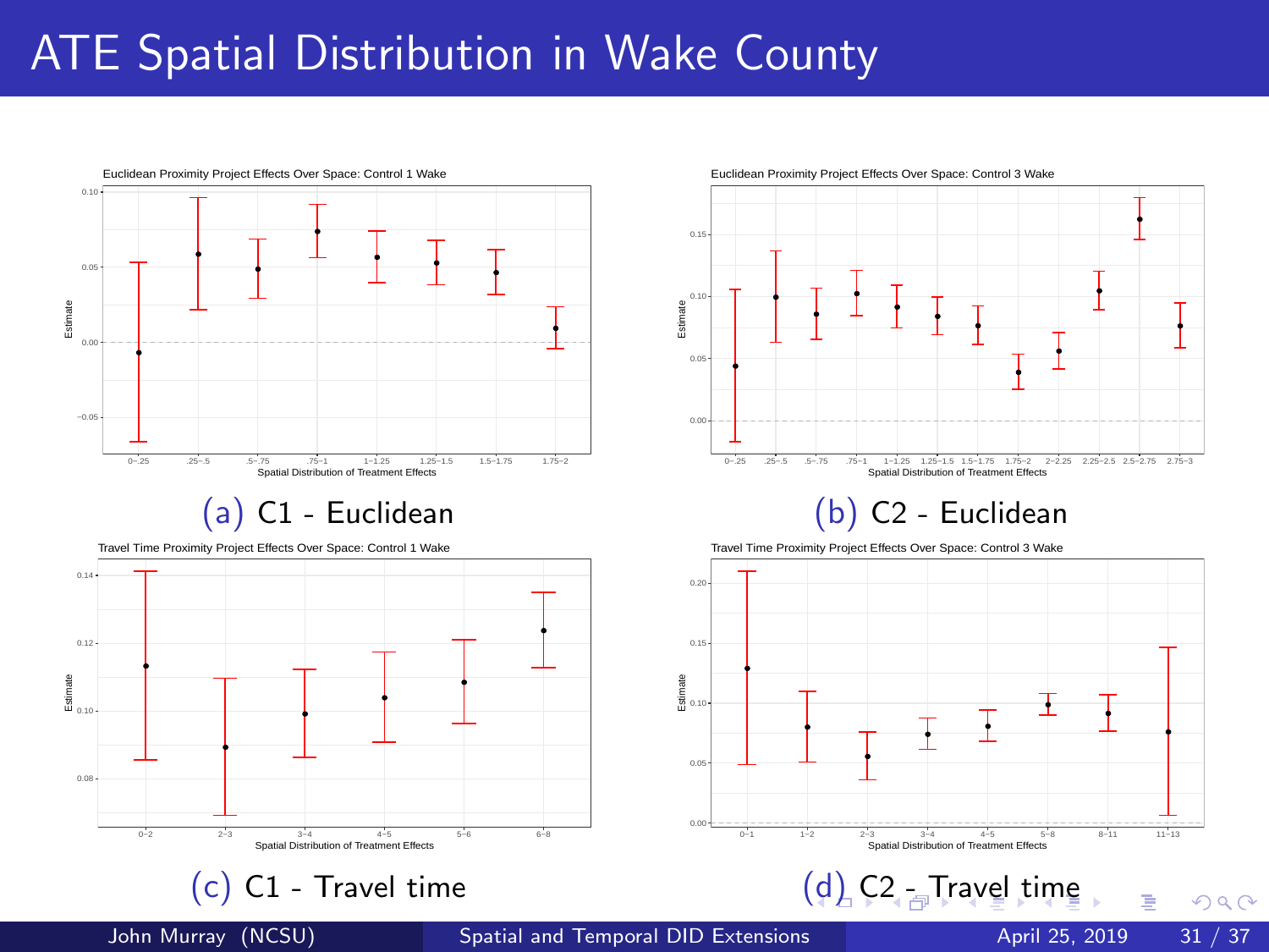# ATE Spatial Distribution in Wake County

(a) C1 - Euclidean

(b) C2 - Euclidean

(c) C1 - Travel time

(d) C2 - Travel time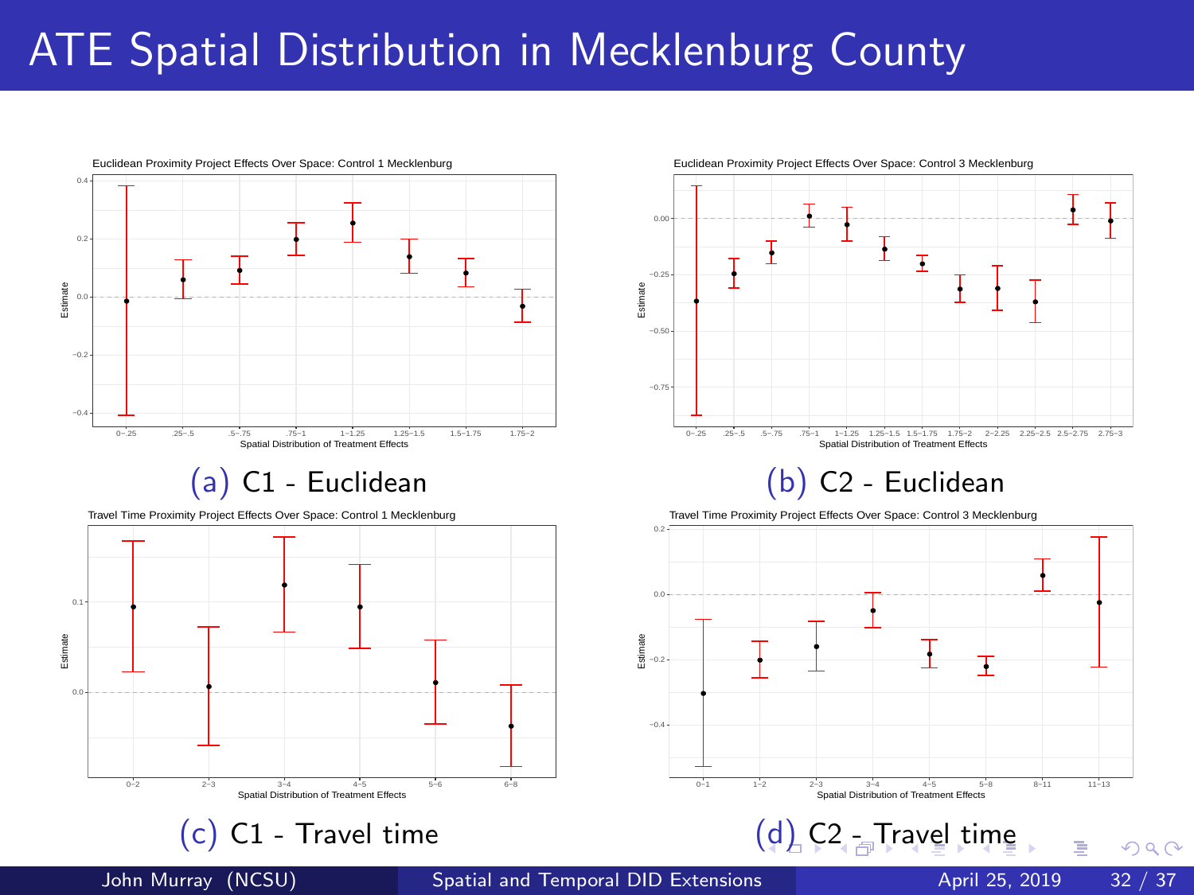# ATE Spatial Distribution in Mecklenburg County

Euclidean Proximity Project Effects Over Space: Control 1 Mecklenburg

(a) C1 - Euclidean

Euclidean Proximity Project Effects Over Space: Control 3 Mecklenburg

(b) C2 - Euclidean

Travel Time Proximity Project Effects Over Space: Control 1 Mecklenburg

(c) C1 - Travel time

Travel Time Proximity Project Effects Over Space: Control 3 Mecklenburg

(d) C2 - Travel time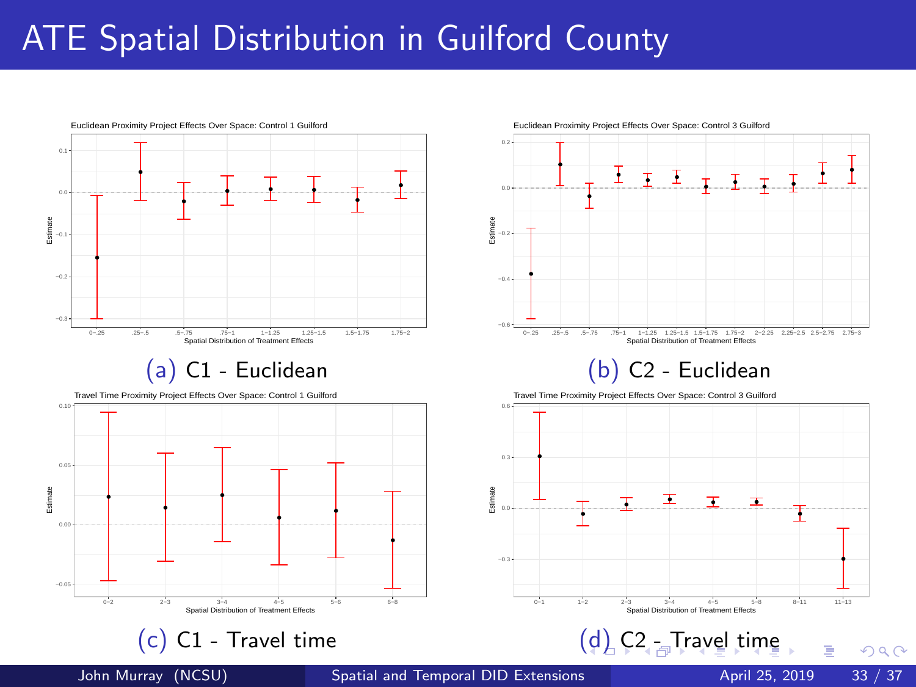# ATE Spatial Distribution in Guilford County

Euclidean Proximity Project Effects Over Space: Control 1 Guilford

(a) C1 - Euclidean

Euclidean Proximity Project Effects Over Space: Control 3 Guilford

(b) C2 - Euclidean

Travel Time Proximity Project Effects Over Space: Control 1 Guilford

(c) C1 - Travel time

Travel Time Proximity Project Effects Over Space: Control 3 Guilford

(d) C2 - Travel time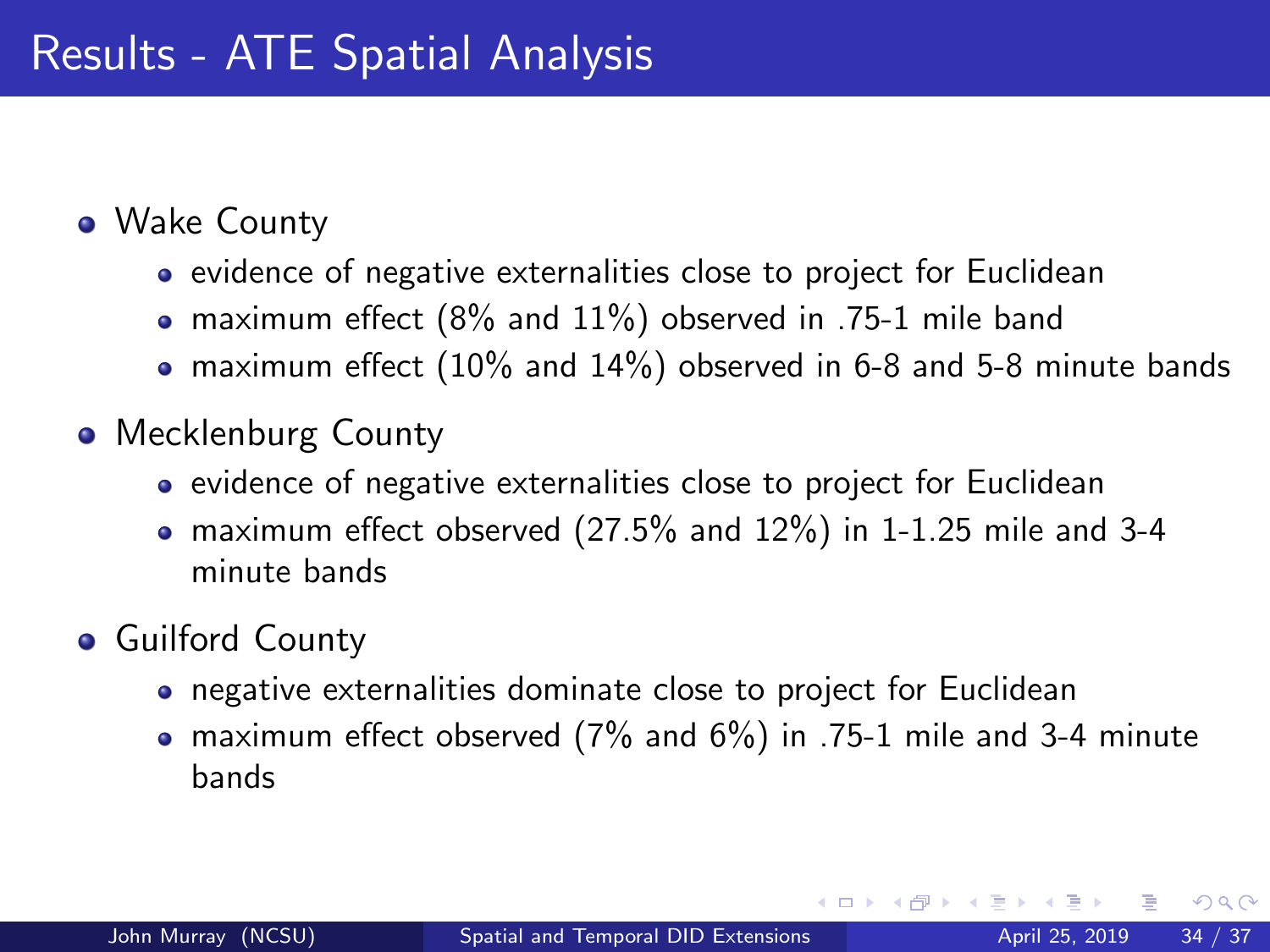# Results - ATE Spatial Analysis

- Wake County
  - evidence of negative externalities close to project for Euclidean
  - maximum effect (8% and 11%) observed in .75-1 mile band
  - maximum effect (10% and 14%) observed in 6-8 and 5-8 minute bands
- Mecklenburg County
  - evidence of negative externalities close to project for Euclidean
  - maximum effect observed (27.5% and 12%) in 1-1.25 mile and 3-4 minute bands
- Guilford County
  - negative externalities dominate close to project for Euclidean
  - maximum effect observed (7% and 6%) in .75-1 mile and 3-4 minute bands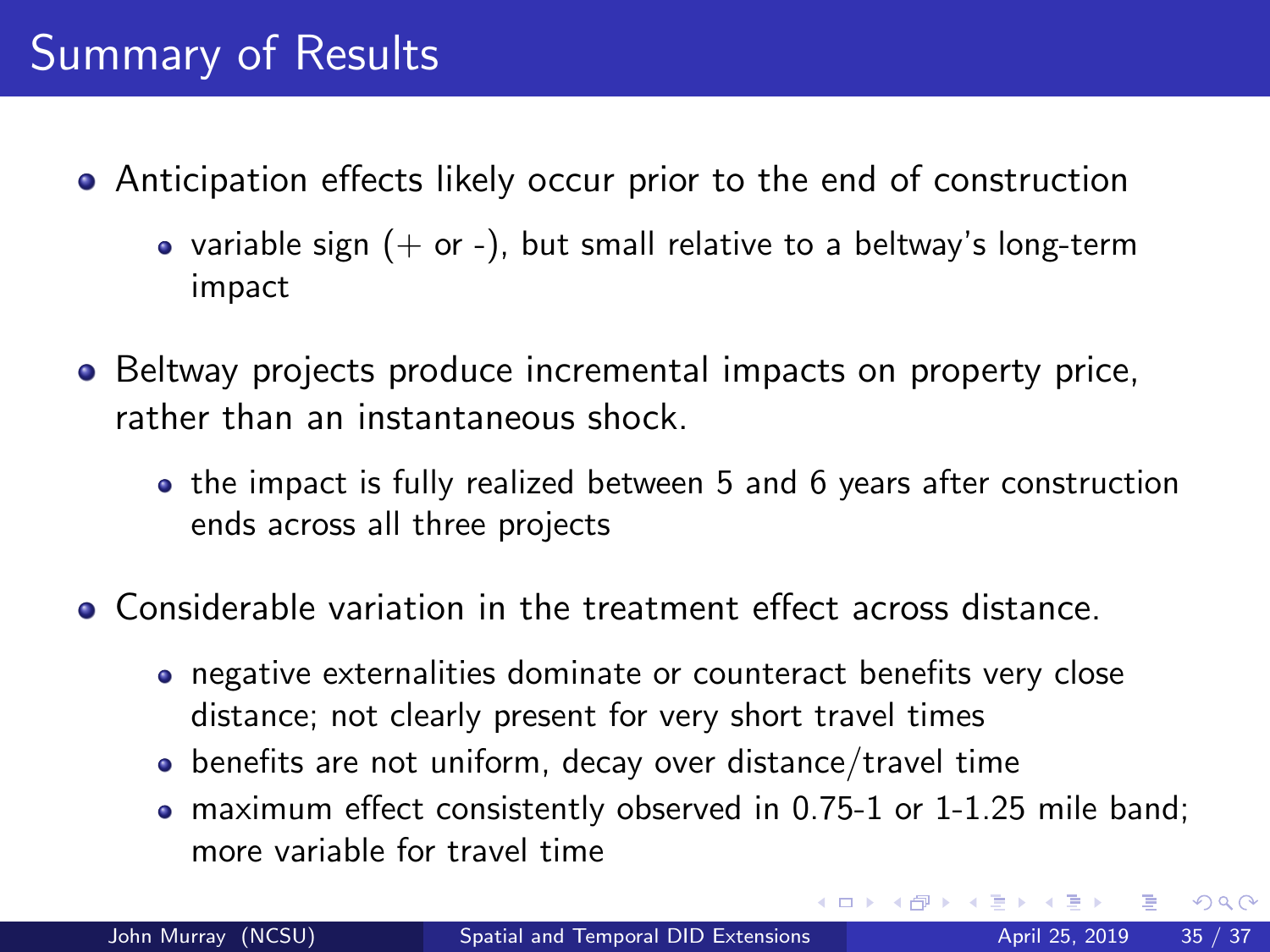# Summary of Results

- Anticipation effects likely occur prior to the end of construction
  - variable sign (+ or -), but small relative to a beltway's long-term impact
- Beltway projects produce incremental impacts on property price, rather than an instantaneous shock.
  - the impact is fully realized between 5 and 6 years after construction ends across all three projects
- Considerable variation in the treatment effect across distance.
  - negative externalities dominate or counteract benefits very close distance; not clearly present for very short travel times
  - benefits are not uniform, decay over distance/travel time
  - maximum effect consistently observed in 0.75-1 or 1-1.25 mile band; more variable for travel time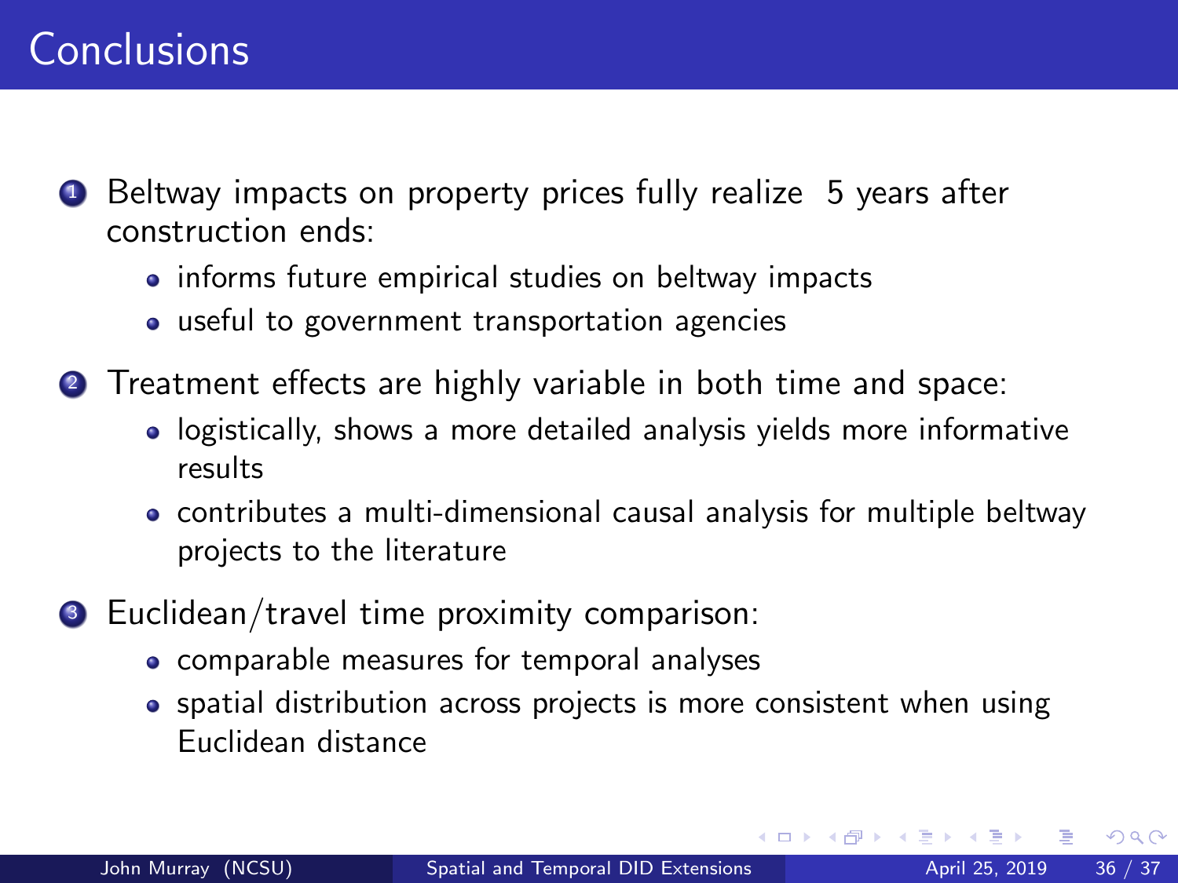# Conclusions

1. Beltway impacts on property prices fully realize  5 years after construction ends:
   - informs future empirical studies on beltway impacts
   - useful to government transportation agencies
2. Treatment effects are highly variable in both time and space:
   - logistically, shows a more detailed analysis yields more informative results
   - contributes a multi-dimensional causal analysis for multiple beltway projects to the literature
3. Euclidean/travel time proximity comparison:
   - comparable measures for temporal analyses
   - spatial distribution across projects is more consistent when using Euclidean distance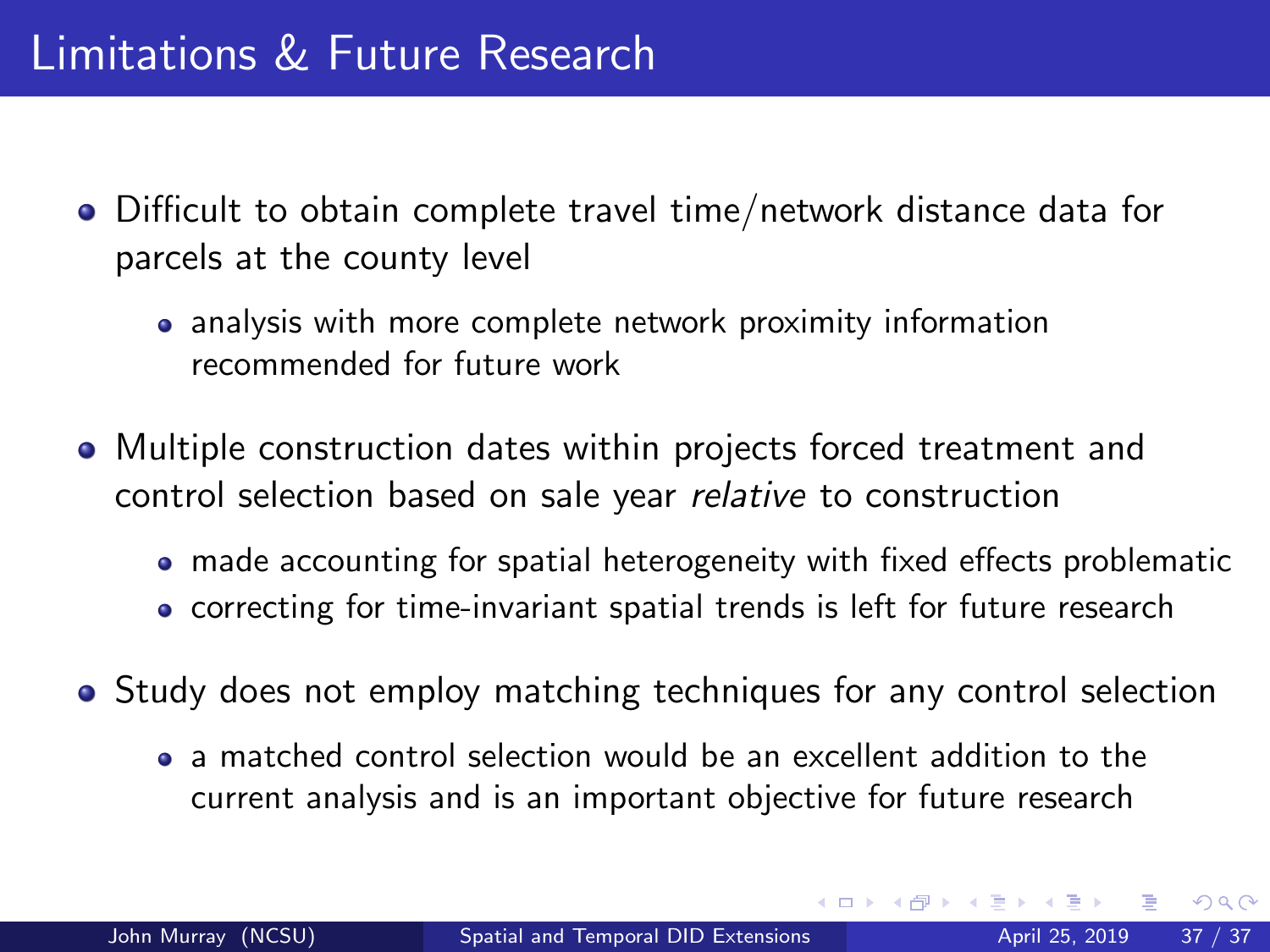# Limitations & Future Research

- Difficult to obtain complete travel time/network distance data for parcels at the county level
  - analysis with more complete network proximity information recommended for future work
- Multiple construction dates within projects forced treatment and control selection based on sale year *relative* to construction
  - made accounting for spatial heterogeneity with fixed effects problematic
  - correcting for time-invariant spatial trends is left for future research
- Study does not employ matching techniques for any control selection
  - a matched control selection would be an excellent addition to the current analysis and is an important objective for future research